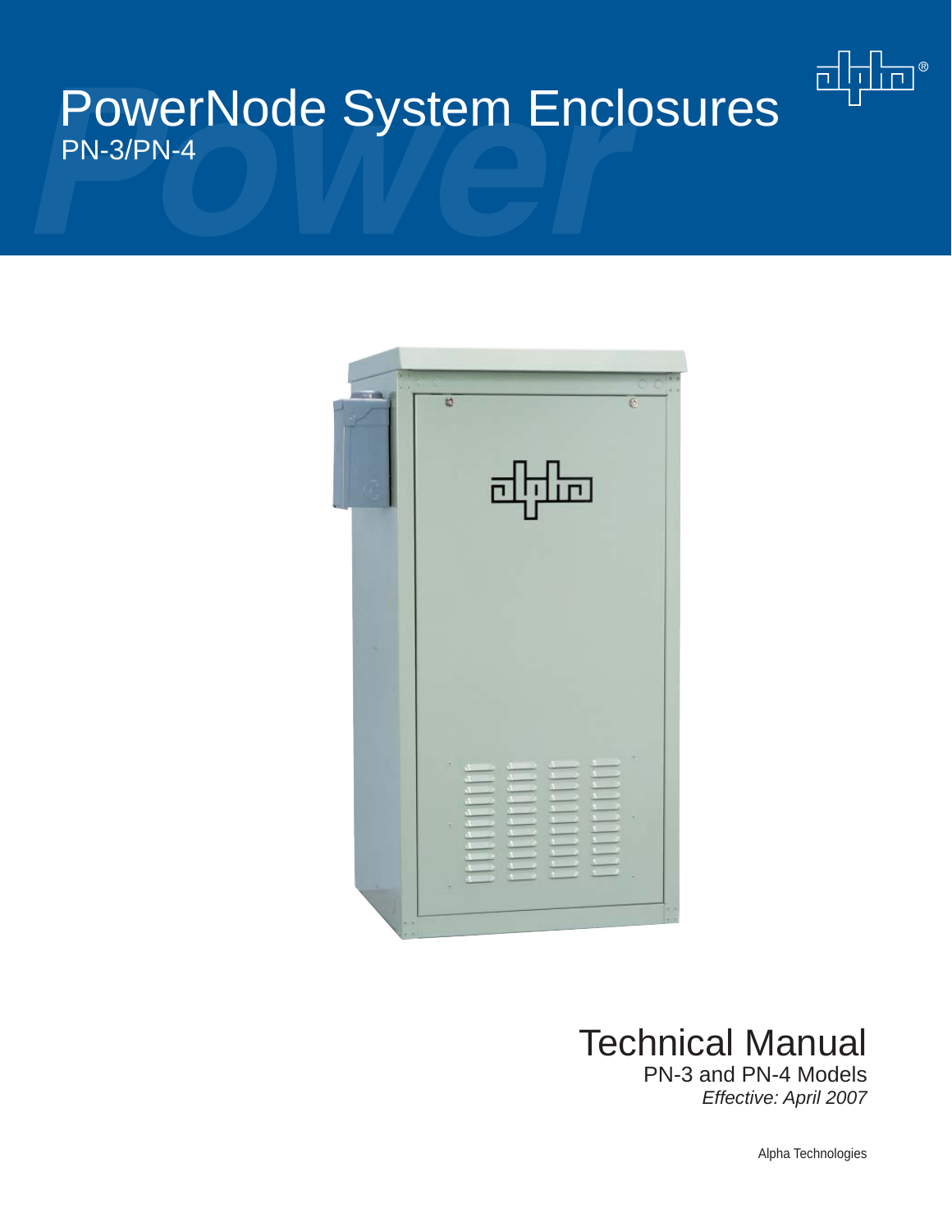# PowerNode System Enclosures

PN-3/PN-4

## Technical Manual

PN-3 and PN-4 Models

*Effective: April 2007*

Alpha Technologies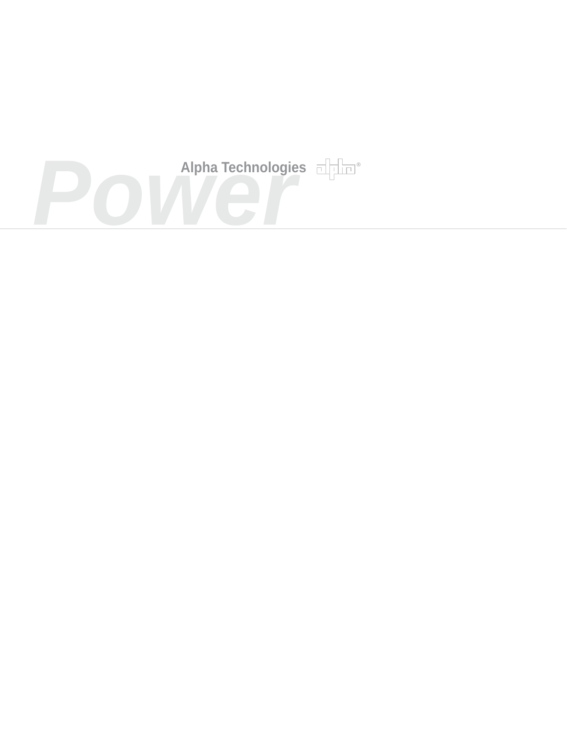Power

Alpha Technologies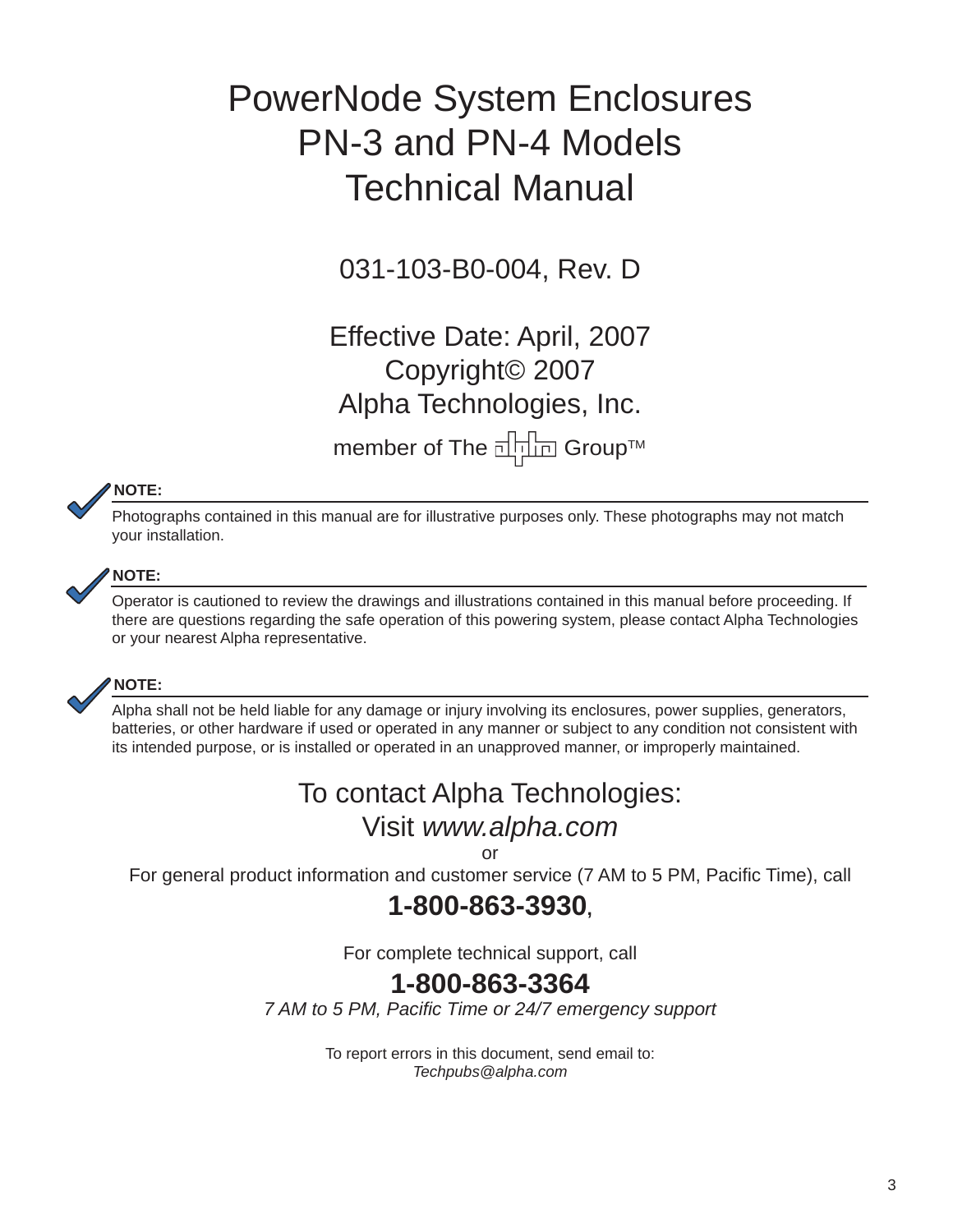# PowerNode System Enclosures
# PN-3 and PN-4 Models
# Technical Manual

031-103-B0-004, Rev. D

Effective Date: April, 2007
Copyright© 2007
Alpha Technologies, Inc.

member of The alpha Group™

**NOTE:**

Photographs contained in this manual are for illustrative purposes only. These photographs may not match your installation.

**NOTE:**

Operator is cautioned to review the drawings and illustrations contained in this manual before proceeding. If there are questions regarding the safe operation of this powering system, please contact Alpha Technologies or your nearest Alpha representative.

**NOTE:**

Alpha shall not be held liable for any damage or injury involving its enclosures, power supplies, generators, batteries, or other hardware if used or operated in any manner or subject to any condition not consistent with its intended purpose, or is installed or operated in an unapproved manner, or improperly maintained.

To contact Alpha Technologies:
Visit *www.alpha.com*
or
For general product information and customer service (7 AM to 5 PM, Pacific Time), call

**1-800-863-3930**,

For complete technical support, call

**1-800-863-3364**

*7 AM to 5 PM, Pacific Time or 24/7 emergency support*

To report errors in this document, send email to:
*Techpubs@alpha.com*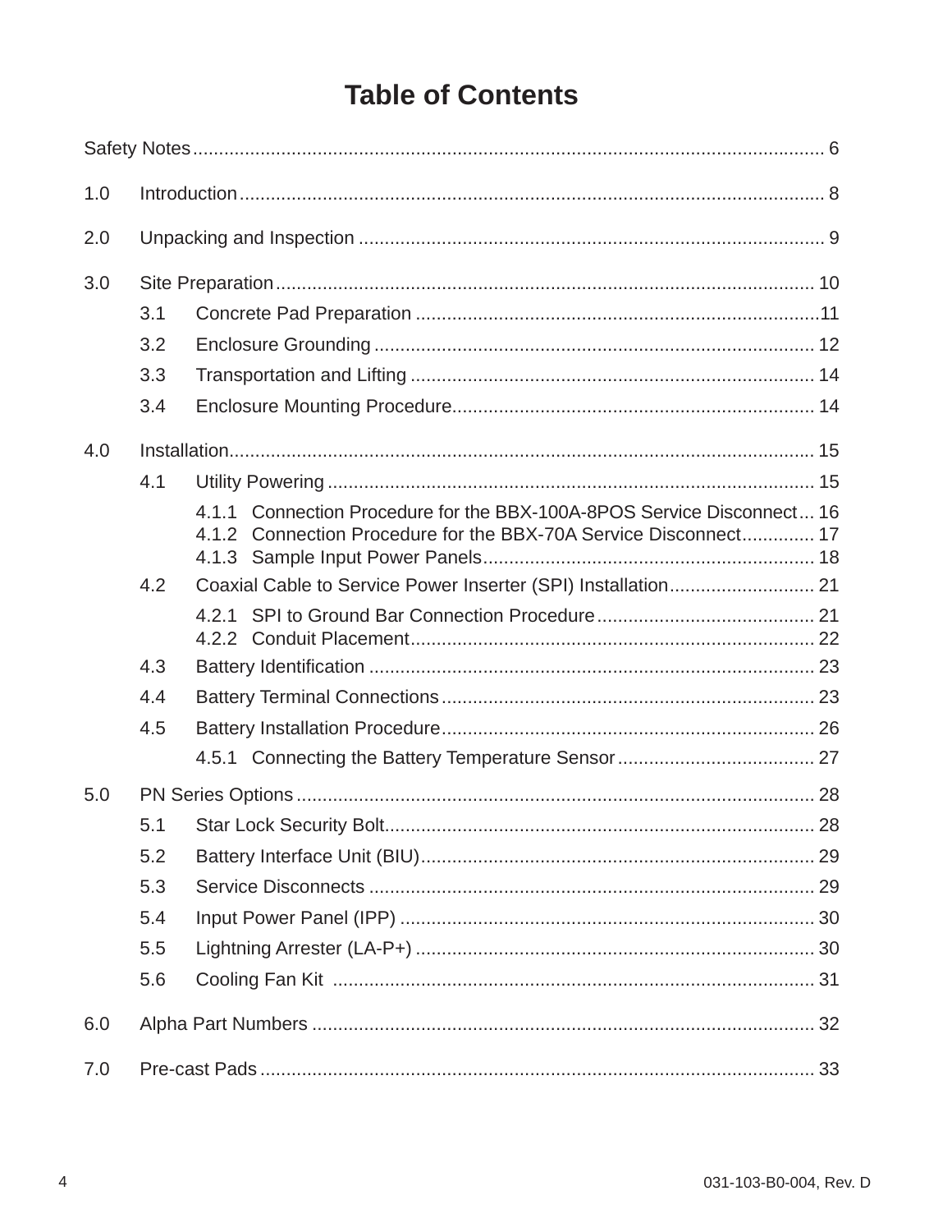# Table of Contents

Safety Notes........................................................................................................................ 6

1.0 Introduction................................................................................................................. 8

2.0 Unpacking and Inspection ......................................................................................... 9

3.0 Site Preparation........................................................................................................ 10

- 3.1 Concrete Pad Preparation .............................................................................11
- 3.2 Enclosure Grounding .................................................................................... 12
- 3.3 Transportation and Lifting ............................................................................. 14
- 3.4 Enclosure Mounting Procedure..................................................................... 14

4.0 Installation................................................................................................................ 15

- 4.1 Utility Powering ............................................................................................. 15
  - 4.1.1 Connection Procedure for the BBX-100A-8POS Service Disconnect... 16
  - 4.1.2 Connection Procedure for the BBX-70A Service Disconnect.............. 17
  - 4.1.3 Sample Input Power Panels................................................................ 18
- 4.2 Coaxial Cable to Service Power Inserter (SPI) Installation............................ 21
  - 4.2.1 SPI to Ground Bar Connection Procedure.......................................... 21
  - 4.2.2 Conduit Placement.............................................................................. 22
- 4.3 Battery Identification ..................................................................................... 23
- 4.4 Battery Terminal Connections....................................................................... 23
- 4.5 Battery Installation Procedure....................................................................... 26
  - 4.5.1 Connecting the Battery Temperature Sensor...................................... 27

5.0 PN Series Options ................................................................................................... 28

- 5.1 Star Lock Security Bolt.................................................................................. 28
- 5.2 Battery Interface Unit (BIU)........................................................................... 29
- 5.3 Service Disconnects ..................................................................................... 29
- 5.4 Input Power Panel (IPP) ............................................................................... 30
- 5.5 Lightning Arrester (LA-P+) ............................................................................ 30
- 5.6 Cooling Fan Kit ............................................................................................ 31

6.0 Alpha Part Numbers ................................................................................................ 32

7.0 Pre-cast Pads .......................................................................................................... 33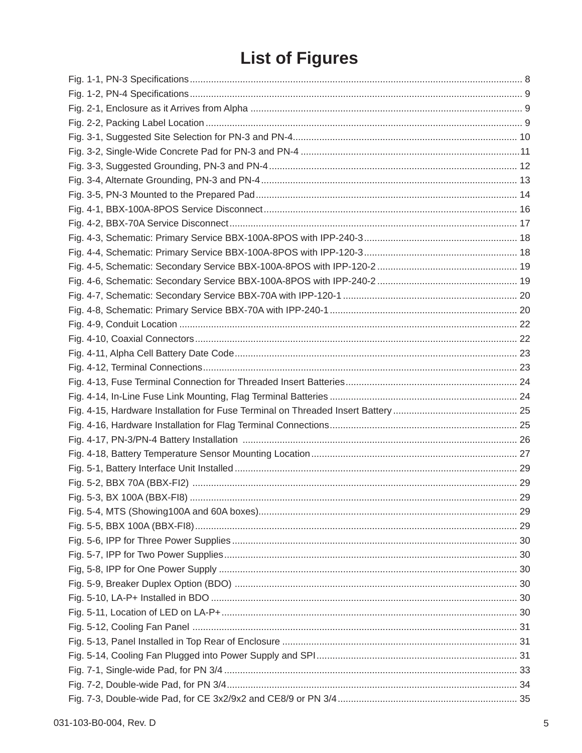# List of Figures

Fig. 1-1, PN-3 Specifications ............ 8
Fig. 1-2, PN-4 Specifications ............ 9
Fig. 2-1, Enclosure as it Arrives from Alpha ............ 9
Fig. 2-2, Packing Label Location ............ 9
Fig. 3-1, Suggested Site Selection for PN-3 and PN-4 ............ 10
Fig. 3-2, Single-Wide Concrete Pad for PN-3 and PN-4 ............ 11
Fig. 3-3, Suggested Grounding, PN-3 and PN-4 ............ 12
Fig. 3-4, Alternate Grounding, PN-3 and PN-4 ............ 13
Fig. 3-5, PN-3 Mounted to the Prepared Pad ............ 14
Fig. 4-1, BBX-100A-8POS Service Disconnect ............ 16
Fig. 4-2, BBX-70A Service Disconnect ............ 17
Fig. 4-3, Schematic: Primary Service BBX-100A-8POS with IPP-240-3 ............ 18
Fig. 4-4, Schematic: Primary Service BBX-100A-8POS with IPP-120-3 ............ 18
Fig. 4-5, Schematic: Secondary Service BBX-100A-8POS with IPP-120-2 ............ 19
Fig. 4-6, Schematic: Secondary Service BBX-100A-8POS with IPP-240-2 ............ 19
Fig. 4-7, Schematic: Secondary Service BBX-70A with IPP-120-1 ............ 20
Fig. 4-8, Schematic: Primary Service BBX-70A with IPP-240-1 ............ 20
Fig. 4-9, Conduit Location ............ 22
Fig. 4-10, Coaxial Connectors ............ 22
Fig. 4-11, Alpha Cell Battery Date Code ............ 23
Fig. 4-12, Terminal Connections ............ 23
Fig. 4-13, Fuse Terminal Connection for Threaded Insert Batteries ............ 24
Fig. 4-14, In-Line Fuse Link Mounting, Flag Terminal Batteries ............ 24
Fig. 4-15, Hardware Installation for Fuse Terminal on Threaded Insert Battery ............ 25
Fig. 4-16, Hardware Installation for Flag Terminal Connections ............ 25
Fig. 4-17, PN-3/PN-4 Battery Installation ............ 26
Fig. 4-18, Battery Temperature Sensor Mounting Location ............ 27
Fig. 5-1, Battery Interface Unit Installed ............ 29
Fig. 5-2, BBX 70A (BBX-FI2) ............ 29
Fig. 5-3, BX 100A (BBX-FI8) ............ 29
Fig. 5-4, MTS (Showing100A and 60A boxes) ............ 29
Fig. 5-5, BBX 100A (BBX-FI8) ............ 29
Fig. 5-6, IPP for Three Power Supplies ............ 30
Fig. 5-7, IPP for Two Power Supplies ............ 30
Fig, 5-8, IPP for One Power Supply ............ 30
Fig. 5-9, Breaker Duplex Option (BDO) ............ 30
Fig. 5-10, LA-P+ Installed in BDO ............ 30
Fig. 5-11, Location of LED on LA-P+ ............ 30
Fig. 5-12, Cooling Fan Panel ............ 31
Fig. 5-13, Panel Installed in Top Rear of Enclosure ............ 31
Fig. 5-14, Cooling Fan Plugged into Power Supply and SPI ............ 31
Fig. 7-1, Single-wide Pad, for PN 3/4 ............ 33
Fig. 7-2, Double-wide Pad, for PN 3/4 ............ 34
Fig. 7-3, Double-wide Pad, for CE 3x2/9x2 and CE8/9 or PN 3/4 ............ 35

031-103-B0-004, Rev. D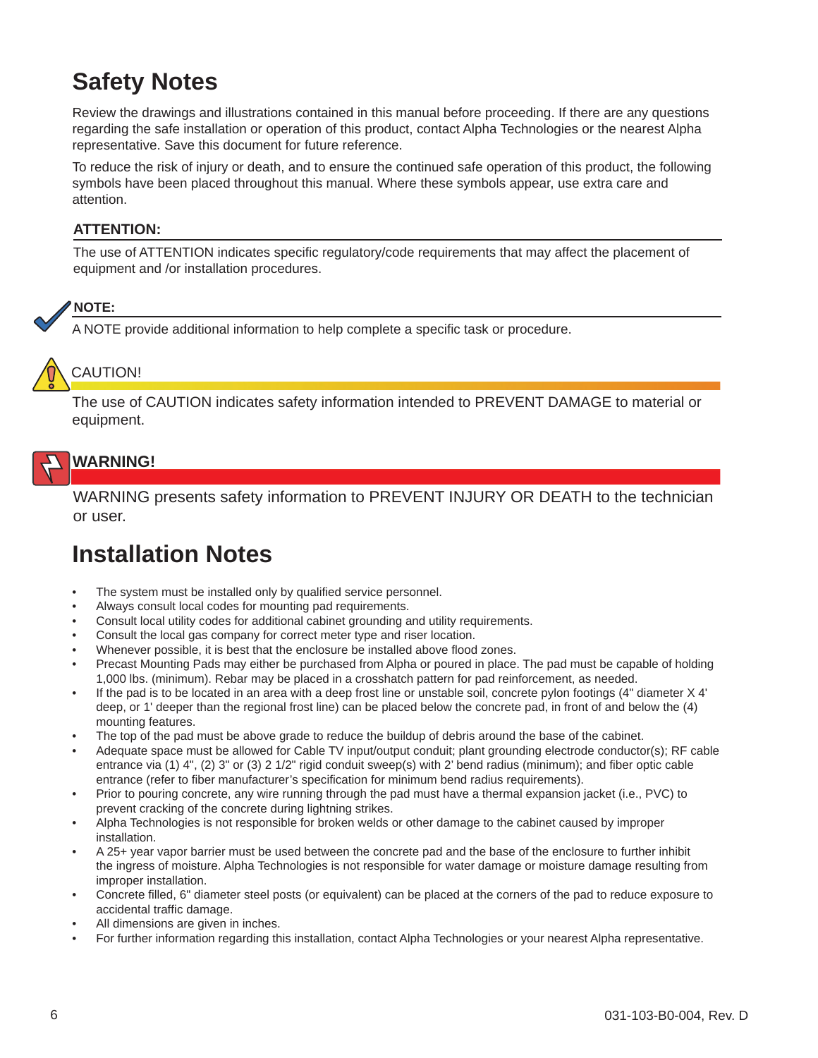# Safety Notes

Review the drawings and illustrations contained in this manual before proceeding. If there are any questions regarding the safe installation or operation of this product, contact Alpha Technologies or the nearest Alpha representative. Save this document for future reference.

To reduce the risk of injury or death, and to ensure the continued safe operation of this product, the following symbols have been placed throughout this manual. Where these symbols appear, use extra care and attention.

**ATTENTION:**

The use of ATTENTION indicates specific regulatory/code requirements that may affect the placement of equipment and /or installation procedures.

**NOTE:**

A NOTE provide additional information to help complete a specific task or procedure.

CAUTION!

The use of CAUTION indicates safety information intended to PREVENT DAMAGE to material or equipment.

**WARNING!**

WARNING presents safety information to PREVENT INJURY OR DEATH to the technician or user.

# Installation Notes

- The system must be installed only by qualified service personnel.
- Always consult local codes for mounting pad requirements.
- Consult local utility codes for additional cabinet grounding and utility requirements.
- Consult the local gas company for correct meter type and riser location.
- Whenever possible, it is best that the enclosure be installed above flood zones.
- Precast Mounting Pads may either be purchased from Alpha or poured in place. The pad must be capable of holding 1,000 lbs. (minimum). Rebar may be placed in a crosshatch pattern for pad reinforcement, as needed.
- If the pad is to be located in an area with a deep frost line or unstable soil, concrete pylon footings (4" diameter X 4' deep, or 1' deeper than the regional frost line) can be placed below the concrete pad, in front of and below the (4) mounting features.
- The top of the pad must be above grade to reduce the buildup of debris around the base of the cabinet.
- Adequate space must be allowed for Cable TV input/output conduit; plant grounding electrode conductor(s); RF cable entrance via (1) 4", (2) 3" or (3) 2 1/2" rigid conduit sweep(s) with 2' bend radius (minimum); and fiber optic cable entrance (refer to fiber manufacturer's specification for minimum bend radius requirements).
- Prior to pouring concrete, any wire running through the pad must have a thermal expansion jacket (i.e., PVC) to prevent cracking of the concrete during lightning strikes.
- Alpha Technologies is not responsible for broken welds or other damage to the cabinet caused by improper installation.
- A 25+ year vapor barrier must be used between the concrete pad and the base of the enclosure to further inhibit the ingress of moisture. Alpha Technologies is not responsible for water damage or moisture damage resulting from improper installation.
- Concrete filled, 6" diameter steel posts (or equivalent) can be placed at the corners of the pad to reduce exposure to accidental traffic damage.
- All dimensions are given in inches.
- For further information regarding this installation, contact Alpha Technologies or your nearest Alpha representative.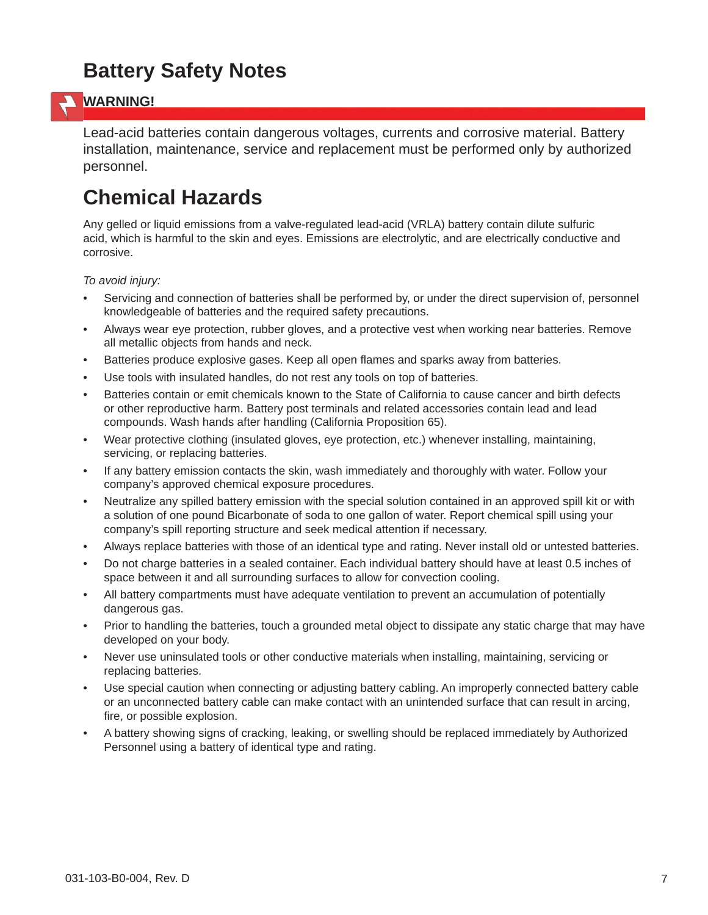# Battery Safety Notes

**WARNING!**

Lead-acid batteries contain dangerous voltages, currents and corrosive material. Battery installation, maintenance, service and replacement must be performed only by authorized personnel.

# Chemical Hazards

Any gelled or liquid emissions from a valve-regulated lead-acid (VRLA) battery contain dilute sulfuric acid, which is harmful to the skin and eyes. Emissions are electrolytic, and are electrically conductive and corrosive.

*To avoid injury:*

- Servicing and connection of batteries shall be performed by, or under the direct supervision of, personnel knowledgeable of batteries and the required safety precautions.
- Always wear eye protection, rubber gloves, and a protective vest when working near batteries. Remove all metallic objects from hands and neck.
- Batteries produce explosive gases. Keep all open flames and sparks away from batteries.
- Use tools with insulated handles, do not rest any tools on top of batteries.
- Batteries contain or emit chemicals known to the State of California to cause cancer and birth defects or other reproductive harm. Battery post terminals and related accessories contain lead and lead compounds. Wash hands after handling (California Proposition 65).
- Wear protective clothing (insulated gloves, eye protection, etc.) whenever installing, maintaining, servicing, or replacing batteries.
- If any battery emission contacts the skin, wash immediately and thoroughly with water. Follow your company's approved chemical exposure procedures.
- Neutralize any spilled battery emission with the special solution contained in an approved spill kit or with a solution of one pound Bicarbonate of soda to one gallon of water. Report chemical spill using your company's spill reporting structure and seek medical attention if necessary.
- Always replace batteries with those of an identical type and rating. Never install old or untested batteries.
- Do not charge batteries in a sealed container. Each individual battery should have at least 0.5 inches of space between it and all surrounding surfaces to allow for convection cooling.
- All battery compartments must have adequate ventilation to prevent an accumulation of potentially dangerous gas.
- Prior to handling the batteries, touch a grounded metal object to dissipate any static charge that may have developed on your body.
- Never use uninsulated tools or other conductive materials when installing, maintaining, servicing or replacing batteries.
- Use special caution when connecting or adjusting battery cabling. An improperly connected battery cable or an unconnected battery cable can make contact with an unintended surface that can result in arcing, fire, or possible explosion.
- A battery showing signs of cracking, leaking, or swelling should be replaced immediately by Authorized Personnel using a battery of identical type and rating.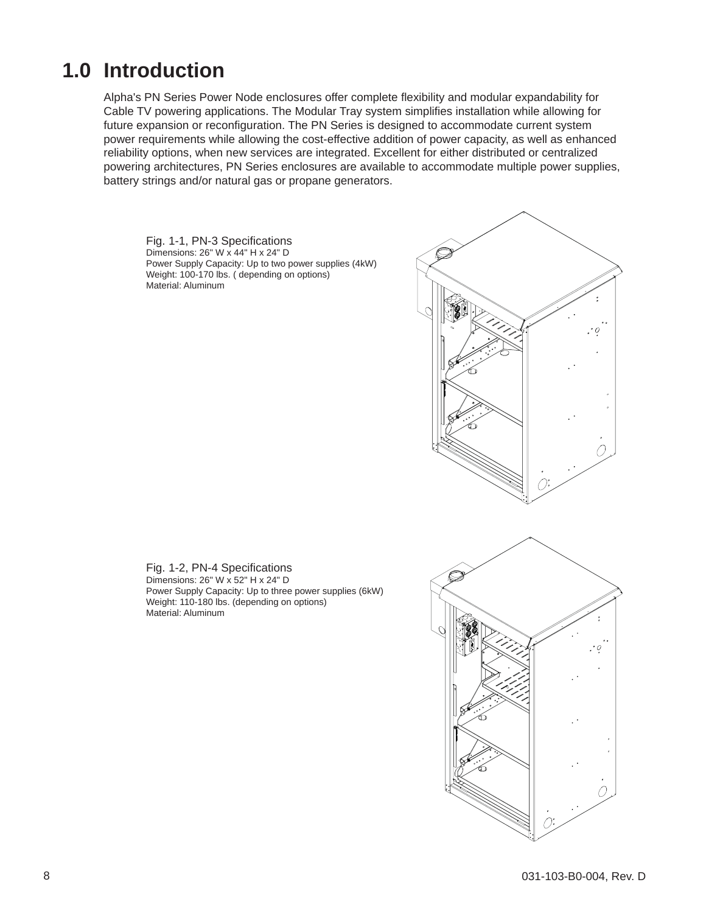# 1.0 Introduction

Alpha's PN Series Power Node enclosures offer complete flexibility and modular expandability for Cable TV powering applications. The Modular Tray system simplifies installation while allowing for future expansion or reconfiguration. The PN Series is designed to accommodate current system power requirements while allowing the cost-effective addition of power capacity, as well as enhanced reliability options, when new services are integrated. Excellent for either distributed or centralized powering architectures, PN Series enclosures are available to accommodate multiple power supplies, battery strings and/or natural gas or propane generators.

Fig. 1-1, PN-3 Specifications
Dimensions: 26" W x 44" H x 24" D
Power Supply Capacity: Up to two power supplies (4kW)
Weight: 100-170 lbs. ( depending on options)
Material: Aluminum

Fig. 1-2, PN-4 Specifications
Dimensions: 26" W x 52" H x 24" D
Power Supply Capacity: Up to three power supplies (6kW)
Weight: 110-180 lbs. (depending on options)
Material: Aluminum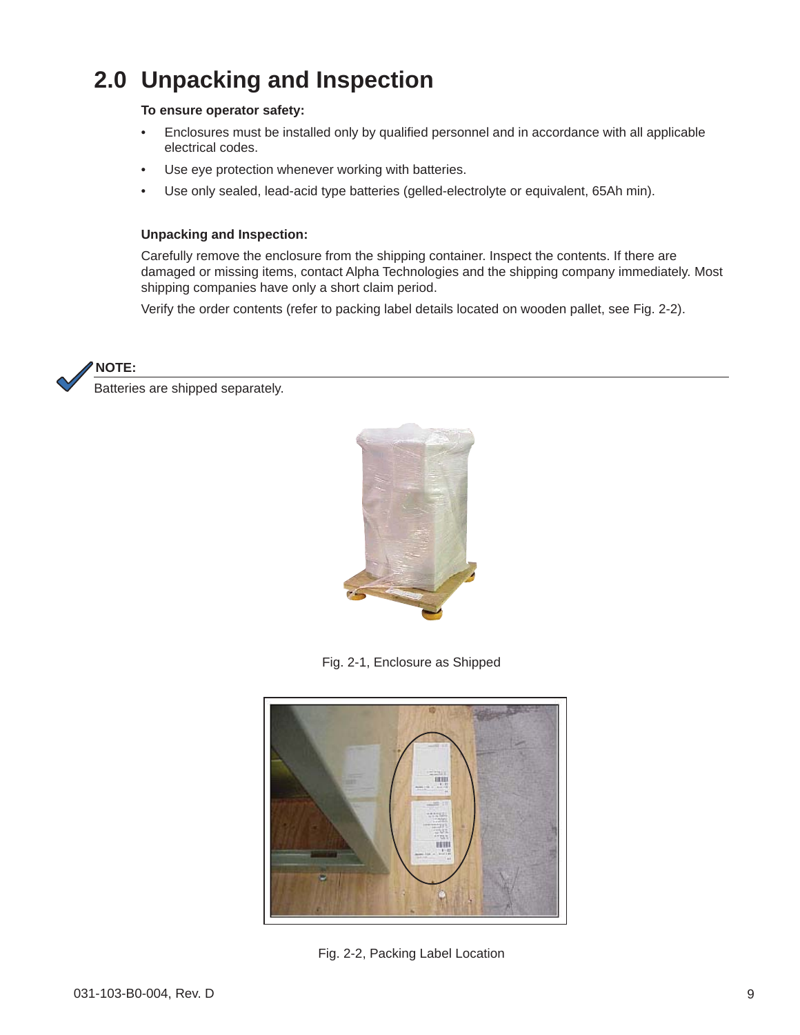# 2.0 Unpacking and Inspection

**To ensure operator safety:**

- Enclosures must be installed only by qualified personnel and in accordance with all applicable electrical codes.
- Use eye protection whenever working with batteries.
- Use only sealed, lead-acid type batteries (gelled-electrolyte or equivalent, 65Ah min).

**Unpacking and Inspection:**

Carefully remove the enclosure from the shipping container. Inspect the contents. If there are damaged or missing items, contact Alpha Technologies and the shipping company immediately. Most shipping companies have only a short claim period.

Verify the order contents (refer to packing label details located on wooden pallet, see Fig. 2-2).

**NOTE:**

Batteries are shipped separately.

Fig. 2-1, Enclosure as Shipped

Fig. 2-2, Packing Label Location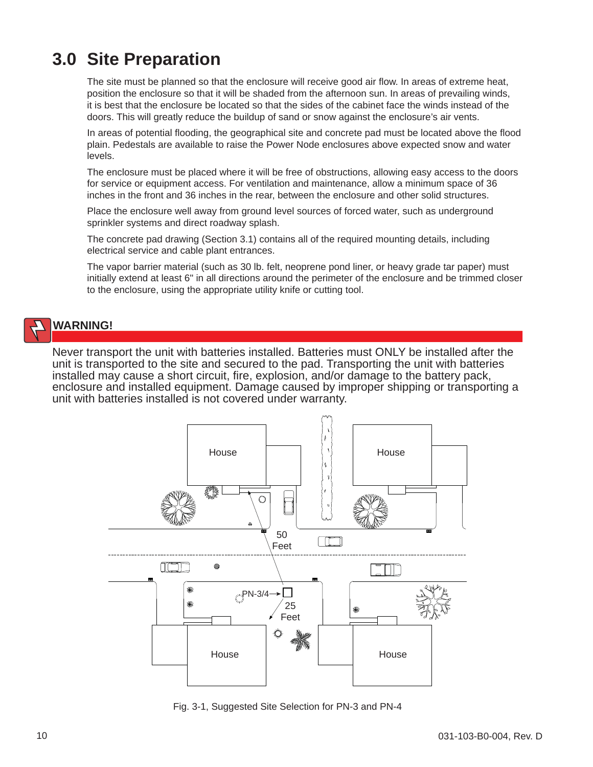# 3.0 Site Preparation

The site must be planned so that the enclosure will receive good air flow. In areas of extreme heat, position the enclosure so that it will be shaded from the afternoon sun. In areas of prevailing winds, it is best that the enclosure be located so that the sides of the cabinet face the winds instead of the doors. This will greatly reduce the buildup of sand or snow against the enclosure's air vents.

In areas of potential flooding, the geographical site and concrete pad must be located above the flood plain. Pedestals are available to raise the Power Node enclosures above expected snow and water levels.

The enclosure must be placed where it will be free of obstructions, allowing easy access to the doors for service or equipment access. For ventilation and maintenance, allow a minimum space of 36 inches in the front and 36 inches in the rear, between the enclosure and other solid structures.

Place the enclosure well away from ground level sources of forced water, such as underground sprinkler systems and direct roadway splash.

The concrete pad drawing (Section 3.1) contains all of the required mounting details, including electrical service and cable plant entrances.

The vapor barrier material (such as 30 lb. felt, neoprene pond liner, or heavy grade tar paper) must initially extend at least 6" in all directions around the perimeter of the enclosure and be trimmed closer to the enclosure, using the appropriate utility knife or cutting tool.

**WARNING!**

Never transport the unit with batteries installed. Batteries must ONLY be installed after the unit is transported to the site and secured to the pad. Transporting the unit with batteries installed may cause a short circuit, fire, explosion, and/or damage to the battery pack, enclosure and installed equipment. Damage caused by improper shipping or transporting a unit with batteries installed is not covered under warranty.

House House 50 Feet PN-3/4 25 Feet House House

Fig. 3-1, Suggested Site Selection for PN-3 and PN-4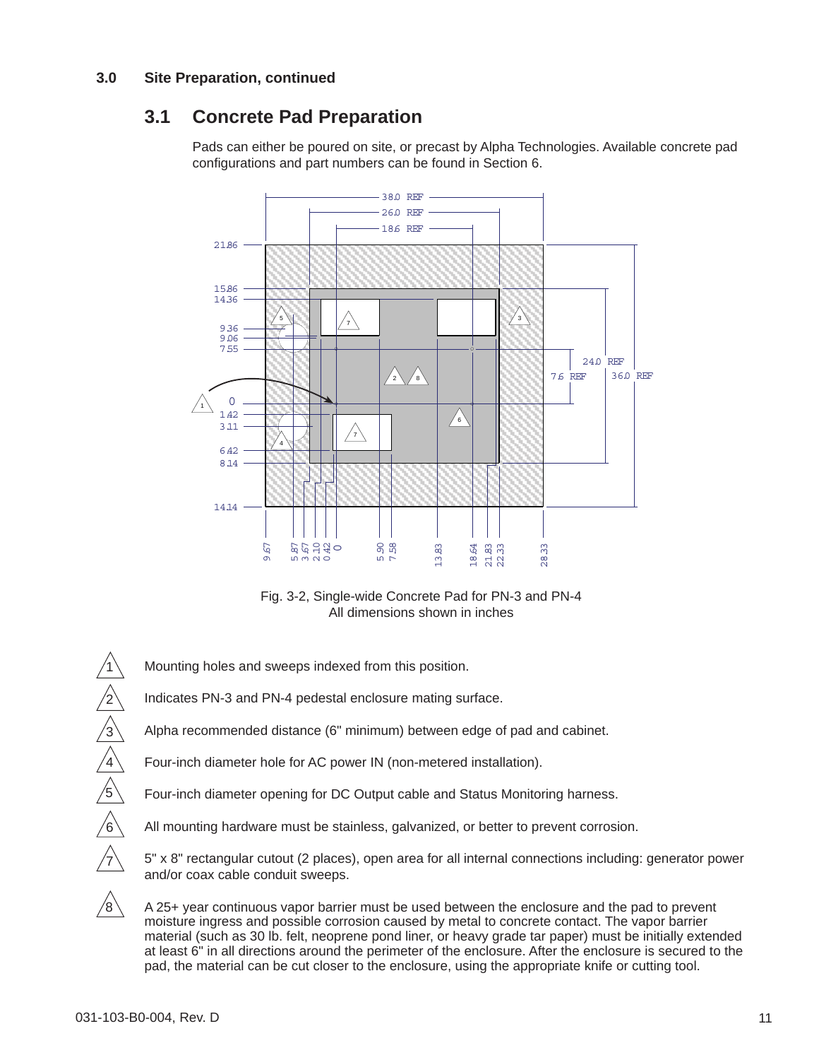## 3.0 Site Preparation, continued

### 3.1 Concrete Pad Preparation

Pads can either be poured on site, or precast by Alpha Technologies. Available concrete pad configurations and part numbers can be found in Section 6.

Fig. 3-2, Single-wide Concrete Pad for PN-3 and PN-4
All dimensions shown in inches

1. Mounting holes and sweeps indexed from this position.
2. Indicates PN-3 and PN-4 pedestal enclosure mating surface.
3. Alpha recommended distance (6" minimum) between edge of pad and cabinet.
4. Four-inch diameter hole for AC power IN (non-metered installation).
5. Four-inch diameter opening for DC Output cable and Status Monitoring harness.
6. All mounting hardware must be stainless, galvanized, or better to prevent corrosion.
7. 5" x 8" rectangular cutout (2 places), open area for all internal connections including: generator power and/or coax cable conduit sweeps.
8. A 25+ year continuous vapor barrier must be used between the enclosure and the pad to prevent moisture ingress and possible corrosion caused by metal to concrete contact. The vapor barrier material (such as 30 lb. felt, neoprene pond liner, or heavy grade tar paper) must be initially extended at least 6" in all directions around the perimeter of the enclosure. After the enclosure is secured to the pad, the material can be cut closer to the enclosure, using the appropriate knife or cutting tool.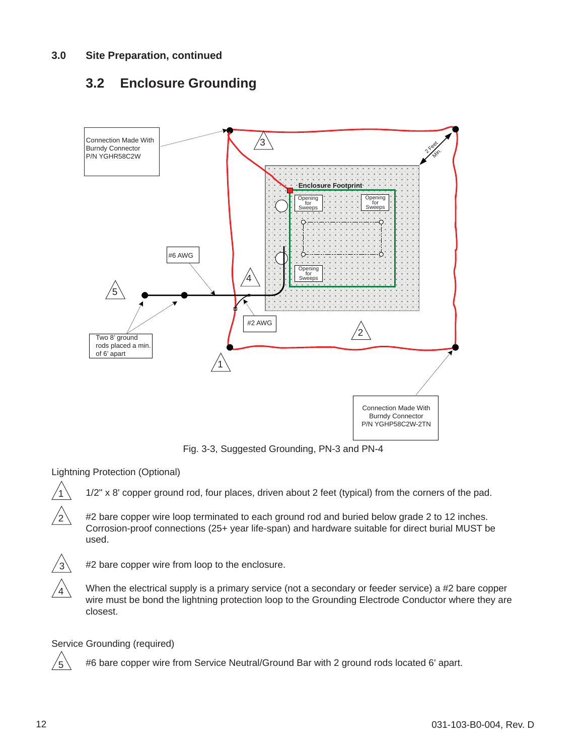## 3.0 Site Preparation, continued

### 3.2 Enclosure Grounding

Fig. 3-3, Suggested Grounding, PN-3 and PN-4

Lightning Protection (Optional)

1. 1/2" x 8' copper ground rod, four places, driven about 2 feet (typical) from the corners of the pad.
2. #2 bare copper wire loop terminated to each ground rod and buried below grade 2 to 12 inches. Corrosion-proof connections (25+ year life-span) and hardware suitable for direct burial MUST be used.
3. #2 bare copper wire from loop to the enclosure.
4. When the electrical supply is a primary service (not a secondary or feeder service) a #2 bare copper wire must be bond the lightning protection loop to the Grounding Electrode Conductor where they are closest.

Service Grounding (required)

5. #6 bare copper wire from Service Neutral/Ground Bar with 2 ground rods located 6' apart.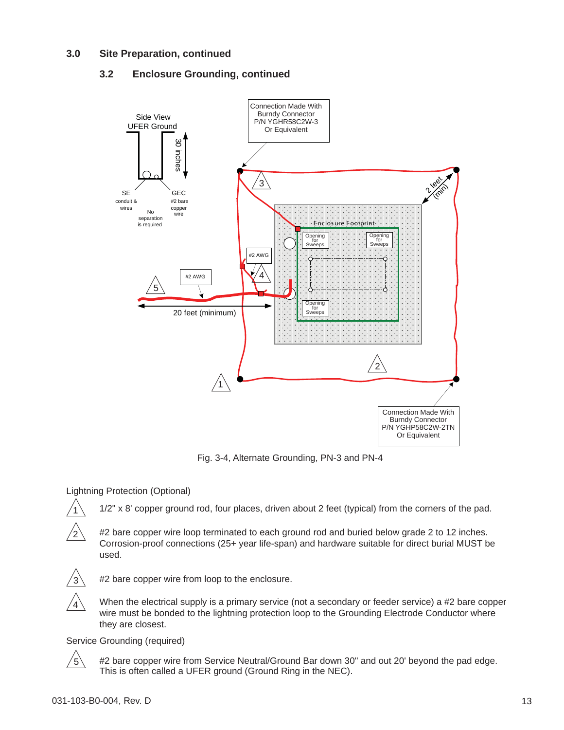## 3.0 Site Preparation, continued

### 3.2 Enclosure Grounding, continued

Fig. 3-4, Alternate Grounding, PN-3 and PN-4

Lightning Protection (Optional)

1. 1/2" x 8' copper ground rod, four places, driven about 2 feet (typical) from the corners of the pad.
2. #2 bare copper wire loop terminated to each ground rod and buried below grade 2 to 12 inches. Corrosion-proof connections (25+ year life-span) and hardware suitable for direct burial MUST be used.
3. #2 bare copper wire from loop to the enclosure.
4. When the electrical supply is a primary service (not a secondary or feeder service) a #2 bare copper wire must be bonded to the lightning protection loop to the Grounding Electrode Conductor where they are closest.

Service Grounding (required)

5. #2 bare copper wire from Service Neutral/Ground Bar down 30" and out 20' beyond the pad edge. This is often called a UFER ground (Ground Ring in the NEC).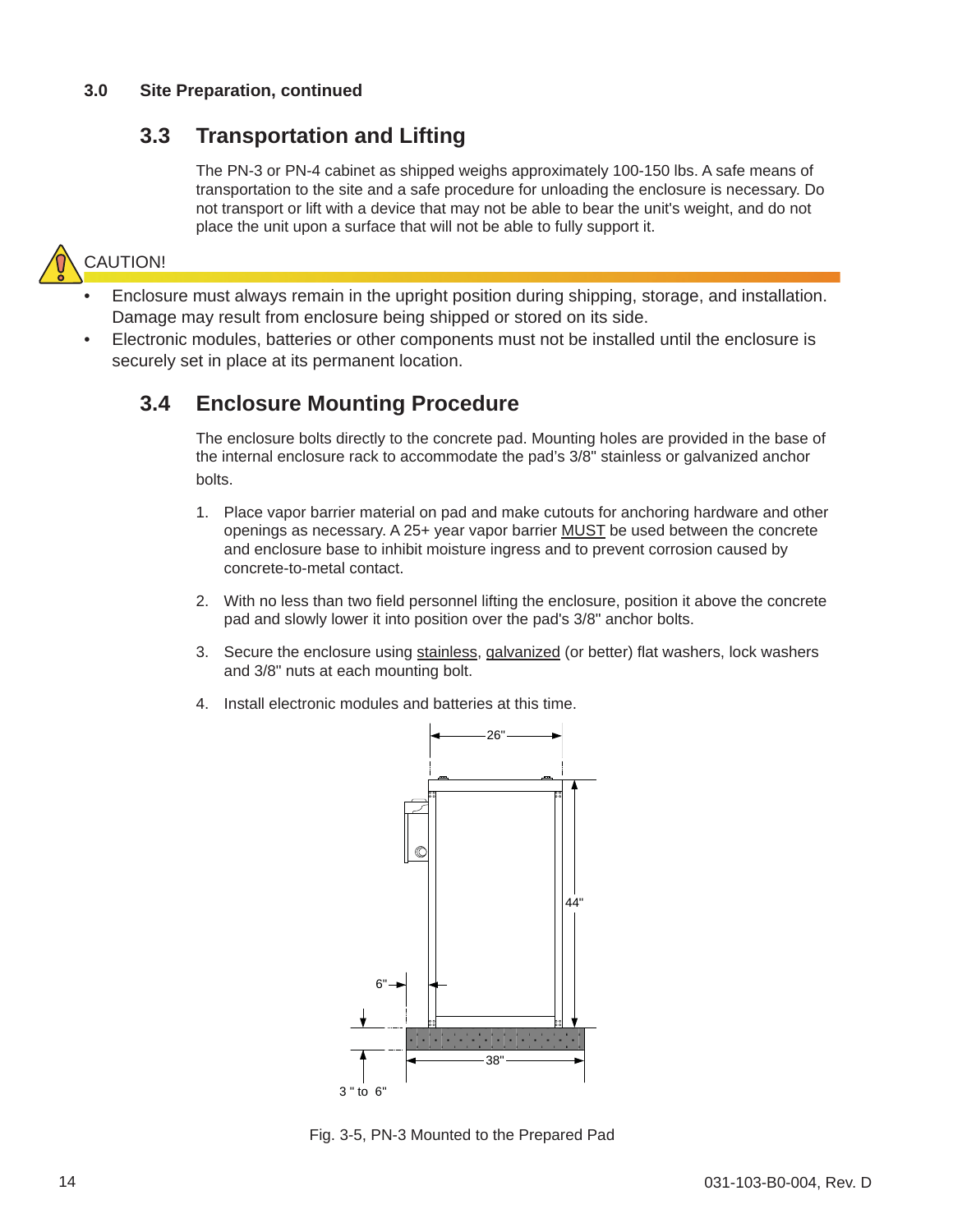**3.0 Site Preparation, continued**

## 3.3 Transportation and Lifting

The PN-3 or PN-4 cabinet as shipped weighs approximately 100-150 lbs. A safe means of transportation to the site and a safe procedure for unloading the enclosure is necessary. Do not transport or lift with a device that may not be able to bear the unit's weight, and do not place the unit upon a surface that will not be able to fully support it.

CAUTION!

- Enclosure must always remain in the upright position during shipping, storage, and installation. Damage may result from enclosure being shipped or stored on its side.
- Electronic modules, batteries or other components must not be installed until the enclosure is securely set in place at its permanent location.

## 3.4 Enclosure Mounting Procedure

The enclosure bolts directly to the concrete pad. Mounting holes are provided in the base of the internal enclosure rack to accommodate the pad's 3/8" stainless or galvanized anchor bolts.

1. Place vapor barrier material on pad and make cutouts for anchoring hardware and other openings as necessary. A 25+ year vapor barrier MUST be used between the concrete and enclosure base to inhibit moisture ingress and to prevent corrosion caused by concrete-to-metal contact.
2. With no less than two field personnel lifting the enclosure, position it above the concrete pad and slowly lower it into position over the pad's 3/8" anchor bolts.
3. Secure the enclosure using stainless, galvanized (or better) flat washers, lock washers and 3/8" nuts at each mounting bolt.
4. Install electronic modules and batteries at this time.

Fig. 3-5, PN-3 Mounted to the Prepared Pad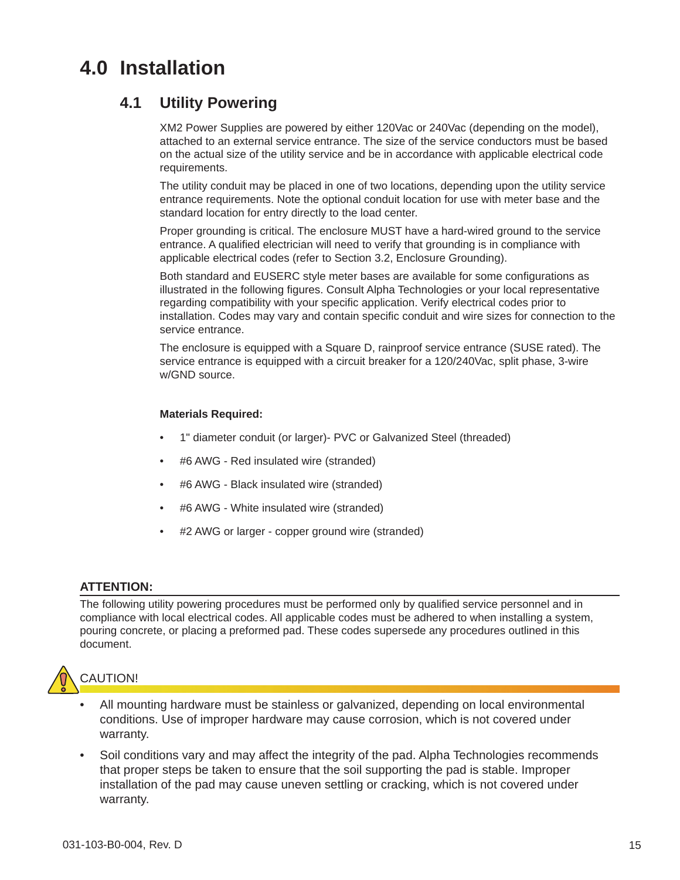# 4.0 Installation

## 4.1 Utility Powering

XM2 Power Supplies are powered by either 120Vac or 240Vac (depending on the model), attached to an external service entrance. The size of the service conductors must be based on the actual size of the utility service and be in accordance with applicable electrical code requirements.

The utility conduit may be placed in one of two locations, depending upon the utility service entrance requirements. Note the optional conduit location for use with meter base and the standard location for entry directly to the load center.

Proper grounding is critical. The enclosure MUST have a hard-wired ground to the service entrance. A qualified electrician will need to verify that grounding is in compliance with applicable electrical codes (refer to Section 3.2, Enclosure Grounding).

Both standard and EUSERC style meter bases are available for some configurations as illustrated in the following figures. Consult Alpha Technologies or your local representative regarding compatibility with your specific application. Verify electrical codes prior to installation. Codes may vary and contain specific conduit and wire sizes for connection to the service entrance.

The enclosure is equipped with a Square D, rainproof service entrance (SUSE rated). The service entrance is equipped with a circuit breaker for a 120/240Vac, split phase, 3-wire w/GND source.

**Materials Required:**

- 1" diameter conduit (or larger)- PVC or Galvanized Steel (threaded)
- #6 AWG - Red insulated wire (stranded)
- #6 AWG - Black insulated wire (stranded)
- #6 AWG - White insulated wire (stranded)
- #2 AWG or larger - copper ground wire (stranded)

**ATTENTION:**

The following utility powering procedures must be performed only by qualified service personnel and in compliance with local electrical codes. All applicable codes must be adhered to when installing a system, pouring concrete, or placing a preformed pad. These codes supersede any procedures outlined in this document.

CAUTION!

- All mounting hardware must be stainless or galvanized, depending on local environmental conditions. Use of improper hardware may cause corrosion, which is not covered under warranty.
- Soil conditions vary and may affect the integrity of the pad. Alpha Technologies recommends that proper steps be taken to ensure that the soil supporting the pad is stable. Improper installation of the pad may cause uneven settling or cracking, which is not covered under warranty.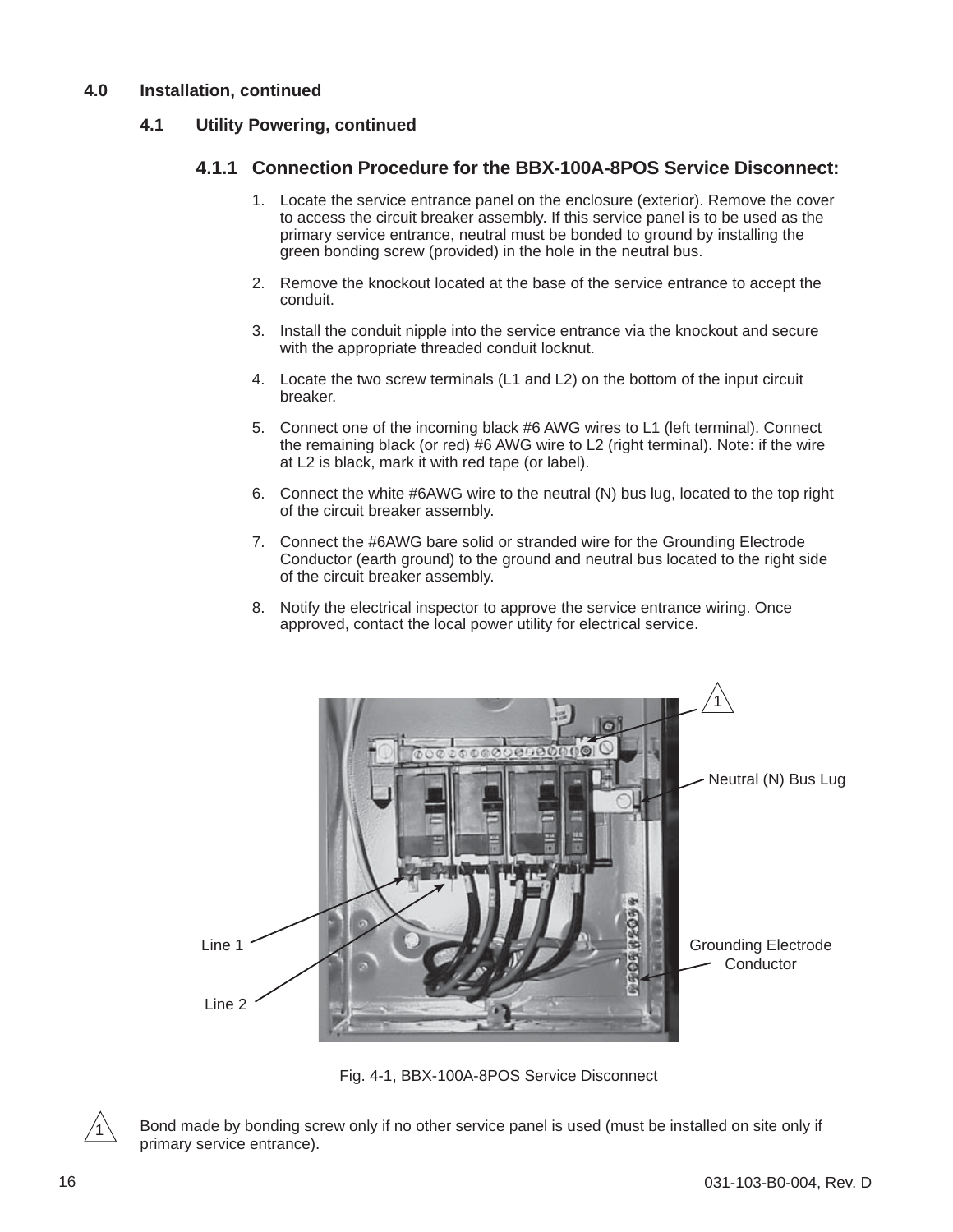## 4.0 Installation, continued

### 4.1 Utility Powering, continued

#### 4.1.1 Connection Procedure for the BBX-100A-8POS Service Disconnect:

1. Locate the service entrance panel on the enclosure (exterior). Remove the cover to access the circuit breaker assembly. If this service panel is to be used as the primary service entrance, neutral must be bonded to ground by installing the green bonding screw (provided) in the hole in the neutral bus.
2. Remove the knockout located at the base of the service entrance to accept the conduit.
3. Install the conduit nipple into the service entrance via the knockout and secure with the appropriate threaded conduit locknut.
4. Locate the two screw terminals (L1 and L2) on the bottom of the input circuit breaker.
5. Connect one of the incoming black #6 AWG wires to L1 (left terminal). Connect the remaining black (or red) #6 AWG wire to L2 (right terminal). Note: if the wire at L2 is black, mark it with red tape (or label).
6. Connect the white #6AWG wire to the neutral (N) bus lug, located to the top right of the circuit breaker assembly.
7. Connect the #6AWG bare solid or stranded wire for the Grounding Electrode Conductor (earth ground) to the ground and neutral bus located to the right side of the circuit breaker assembly.
8. Notify the electrical inspector to approve the service entrance wiring. Once approved, contact the local power utility for electrical service.

1

Neutral (N) Bus Lug

Line 1

Line 2

Grounding Electrode Conductor

Fig. 4-1, BBX-100A-8POS Service Disconnect

1 Bond made by bonding screw only if no other service panel is used (must be installed on site only if primary service entrance).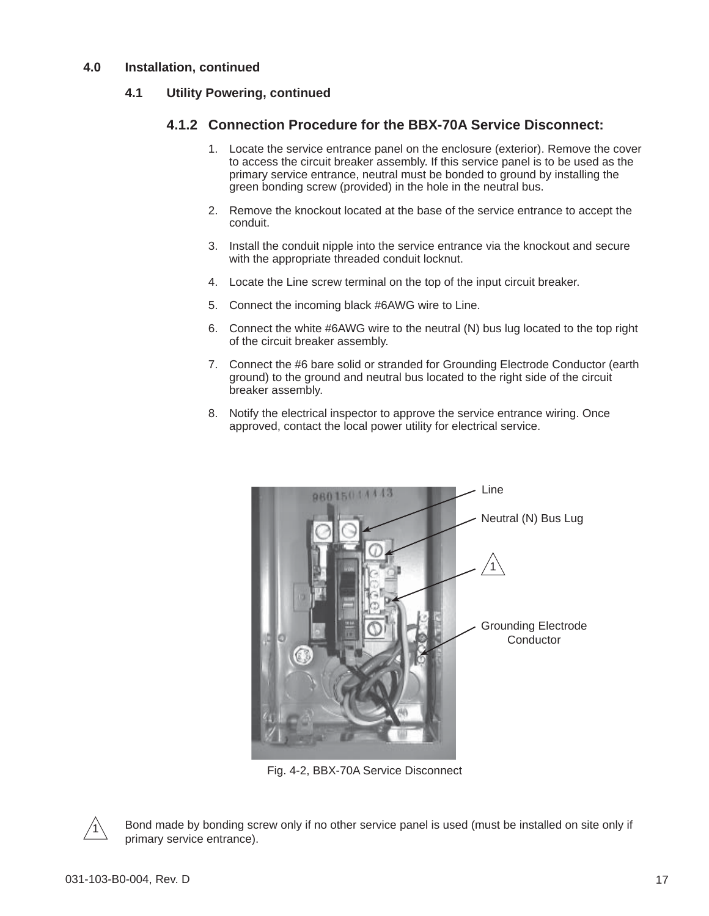## 4.0 Installation, continued

### 4.1 Utility Powering, continued

#### 4.1.2 Connection Procedure for the BBX-70A Service Disconnect:

1. Locate the service entrance panel on the enclosure (exterior). Remove the cover to access the circuit breaker assembly. If this service panel is to be used as the primary service entrance, neutral must be bonded to ground by installing the green bonding screw (provided) in the hole in the neutral bus.
2. Remove the knockout located at the base of the service entrance to accept the conduit.
3. Install the conduit nipple into the service entrance via the knockout and secure with the appropriate threaded conduit locknut.
4. Locate the Line screw terminal on the top of the input circuit breaker.
5. Connect the incoming black #6AWG wire to Line.
6. Connect the white #6AWG wire to the neutral (N) bus lug located to the top right of the circuit breaker assembly.
7. Connect the #6 bare solid or stranded for Grounding Electrode Conductor (earth ground) to the ground and neutral bus located to the right side of the circuit breaker assembly.
8. Notify the electrical inspector to approve the service entrance wiring. Once approved, contact the local power utility for electrical service.

Line

Neutral (N) Bus Lug

1

Grounding Electrode Conductor

Fig. 4-2, BBX-70A Service Disconnect

1 Bond made by bonding screw only if no other service panel is used (must be installed on site only if primary service entrance).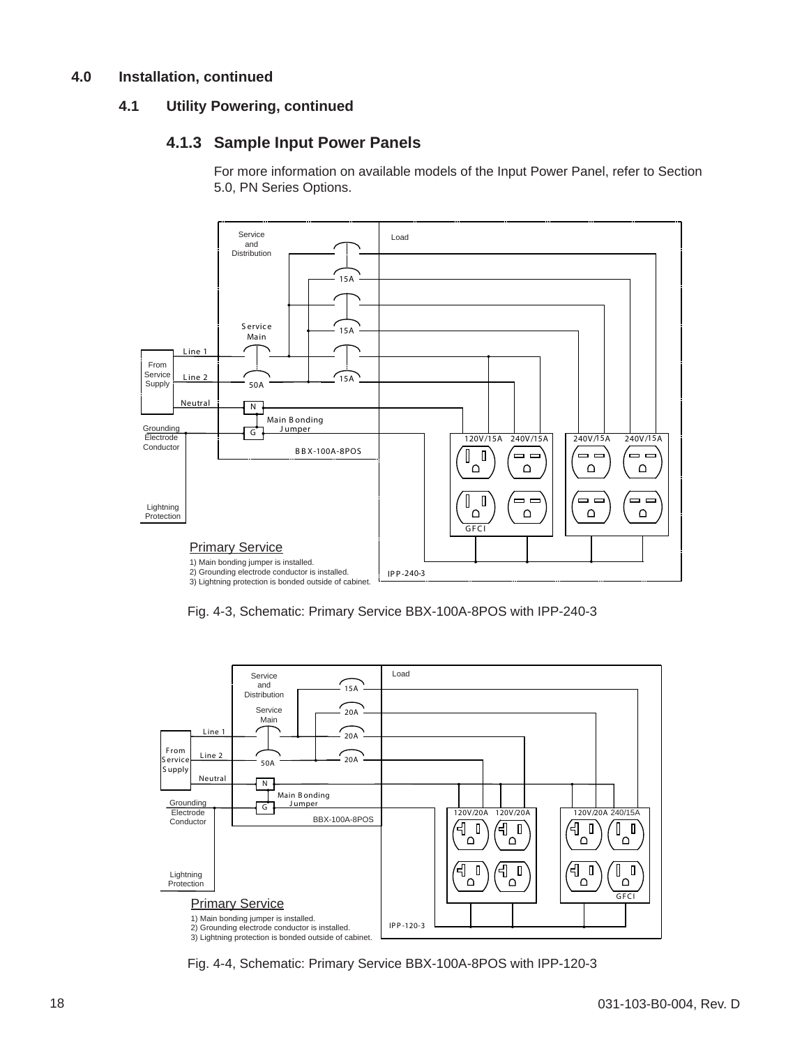## 4.0 Installation, continued

### 4.1 Utility Powering, continued

#### 4.1.3 Sample Input Power Panels

For more information on available models of the Input Power Panel, refer to Section 5.0, PN Series Options.

Fig. 4-3, Schematic: Primary Service BBX-100A-8POS with IPP-240-3

Fig. 4-4, Schematic: Primary Service BBX-100A-8POS with IPP-120-3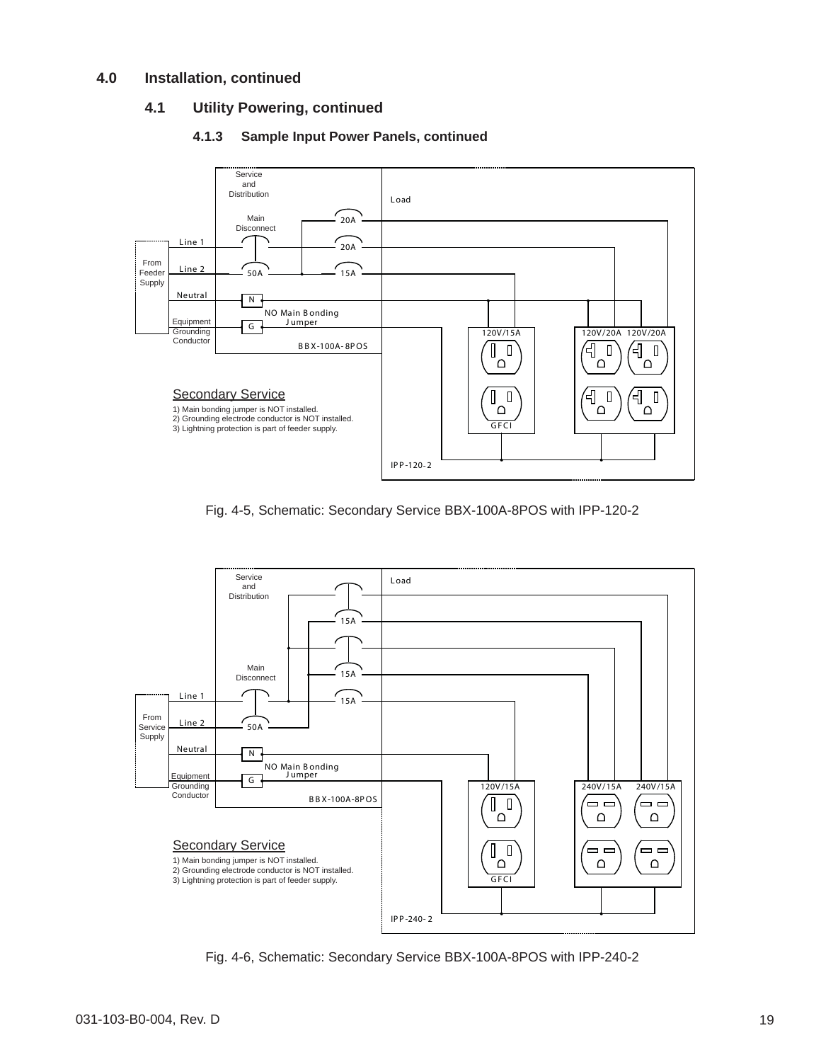## 4.0 Installation, continued

### 4.1 Utility Powering, continued

#### 4.1.3 Sample Input Power Panels, continued

Service and Distribution

Load

Main Disconnect

20A

Line 1

20A

From Feeder Supply

Line 2

50A

15A

Neutral

N

NO Main Bonding Jumper

Equipment Grounding Conductor

G

120V/15A

120V/20A 120V/20A

BBX-100A-8POS

Secondary Service

1) Main bonding jumper is NOT installed.
2) Grounding electrode conductor is NOT installed.
3) Lightning protection is part of feeder supply.

GFCI

IPP-120-2

Fig. 4-5, Schematic: Secondary Service BBX-100A-8POS with IPP-120-2

Service and Distribution

Load

15A

Main Disconnect

15A

Line 1

15A

From Service Supply

Line 2

50A

Neutral

N

NO Main Bonding Jumper

Equipment Grounding Conductor

G

120V/15A

240V/15A 240V/15A

BBX-100A-8POS

Secondary Service

1) Main bonding jumper is NOT installed.
2) Grounding electrode conductor is NOT installed.
3) Lightning protection is part of feeder supply.

GFCI

IPP-240-2

Fig. 4-6, Schematic: Secondary Service BBX-100A-8POS with IPP-240-2

031-103-B0-004, Rev. D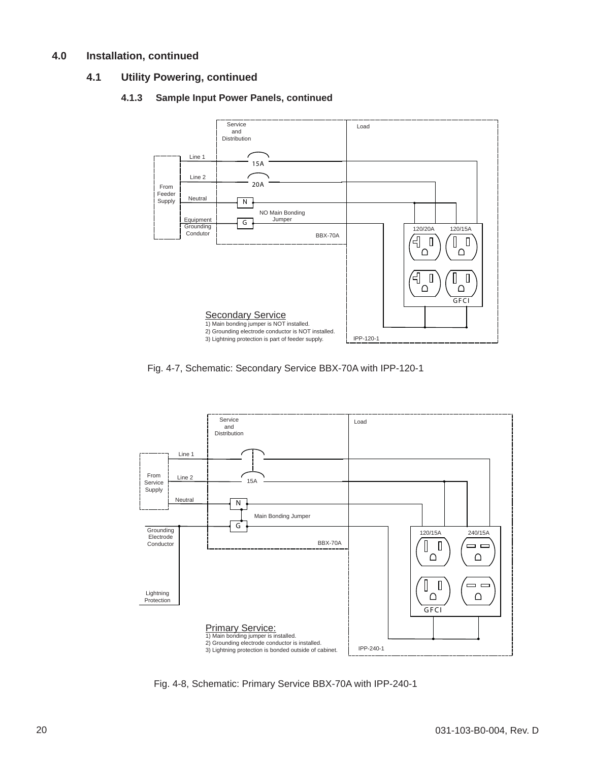## 4.0 Installation, continued

### 4.1 Utility Powering, continued

#### 4.1.3 Sample Input Power Panels, continued

Service and Distribution

Load

Line 1

15A

Line 2

20A

From Feeder Supply

Neutral

N

NO Main Bonding Jumper

Equipment Grounding Condutor

G

120/20A

120/15A

BBX-70A

GFCI

**Secondary Service**
1) Main bonding jumper is NOT installed.
2) Grounding electrode conductor is NOT installed.
3) Lightning protection is part of feeder supply.

IPP-120-1

Fig. 4-7, Schematic: Secondary Service BBX-70A with IPP-120-1

Service and Distribution

Load

Line 1

From Service Supply

Line 2

15A

Neutral

N

Main Bonding Jumper

G

Grounding Electrode Conductor

120/15A

240/15A

BBX-70A

GFCI

Lightning Protection

**Primary Service:**
1) Main bonding jumper is installed.
2) Grounding electrode conductor is installed.
3) Lightning protection is bonded outside of cabinet.

IPP-240-1

Fig. 4-8, Schematic: Primary Service BBX-70A with IPP-240-1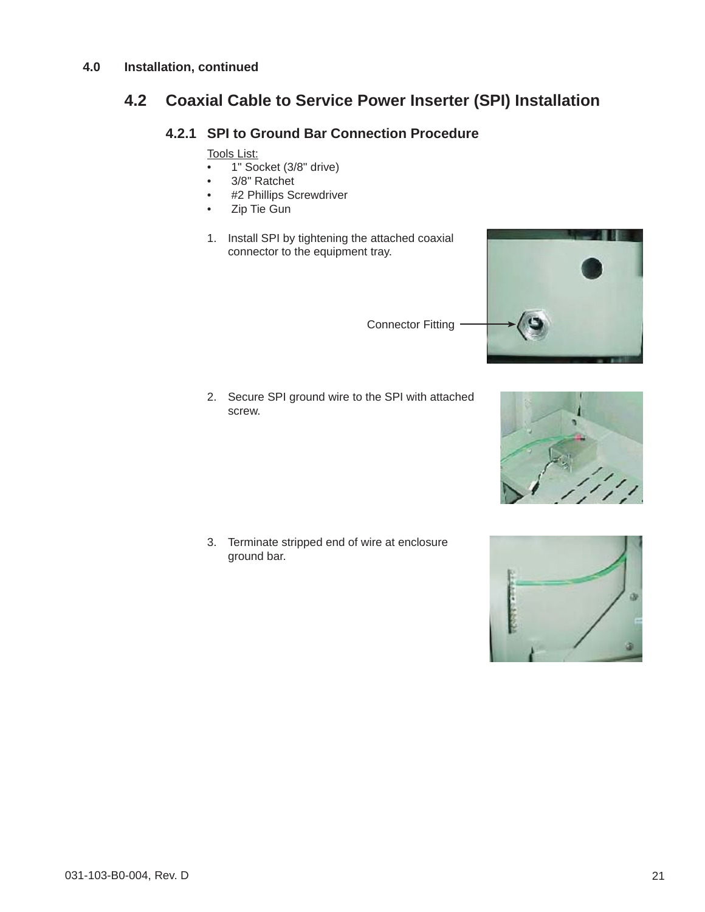## 4.0 Installation, continued

## 4.2 Coaxial Cable to Service Power Inserter (SPI) Installation

### 4.2.1 SPI to Ground Bar Connection Procedure

Tools List:

- 1" Socket (3/8" drive)
- 3/8" Ratchet
- #2 Phillips Screwdriver
- Zip Tie Gun

1. Install SPI by tightening the attached coaxial connector to the equipment tray.

   Connector Fitting

2. Secure SPI ground wire to the SPI with attached screw.

3. Terminate stripped end of wire at enclosure ground bar.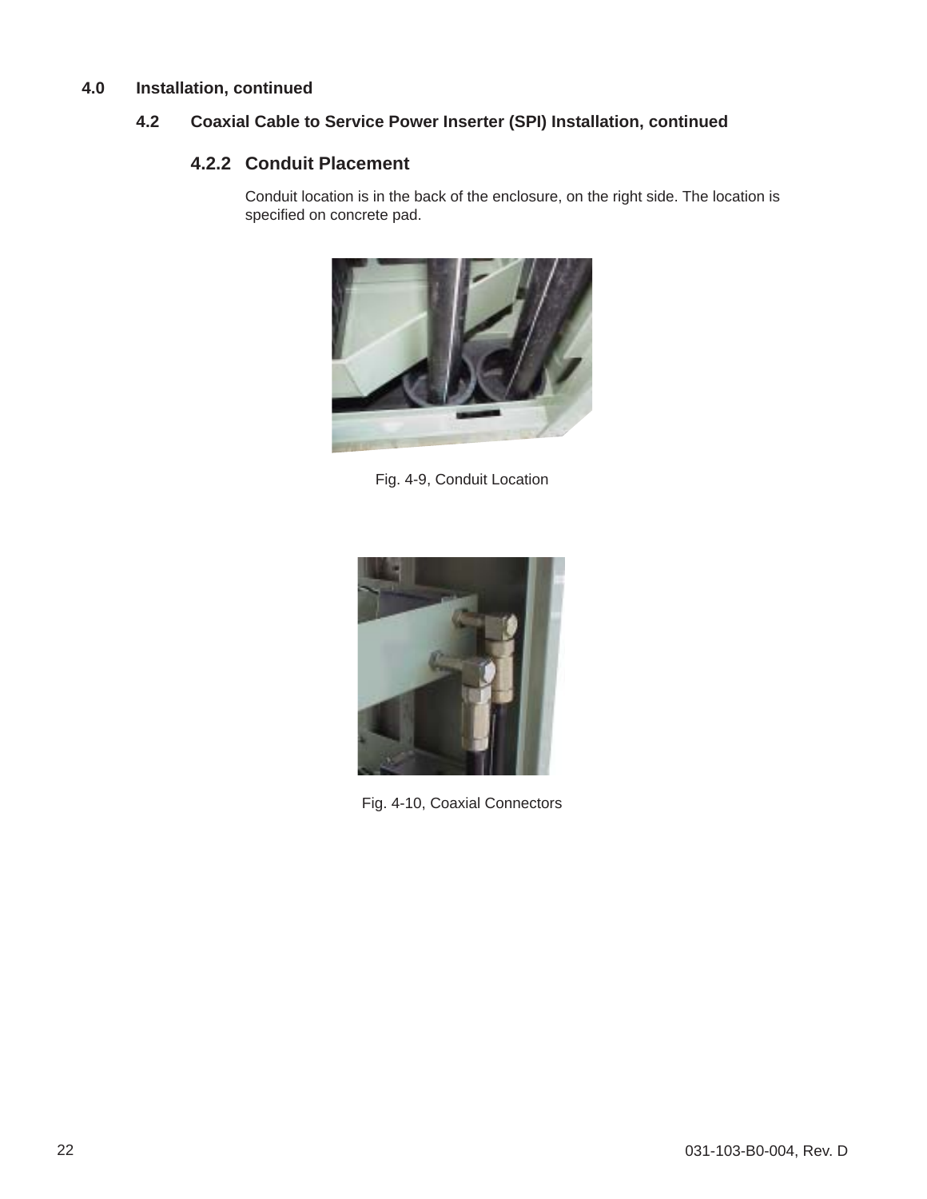# 4.0 Installation, continued

## 4.2 Coaxial Cable to Service Power Inserter (SPI) Installation, continued

### 4.2.2 Conduit Placement

Conduit location is in the back of the enclosure, on the right side. The location is specified on concrete pad.

Fig. 4-9, Conduit Location

Fig. 4-10, Coaxial Connectors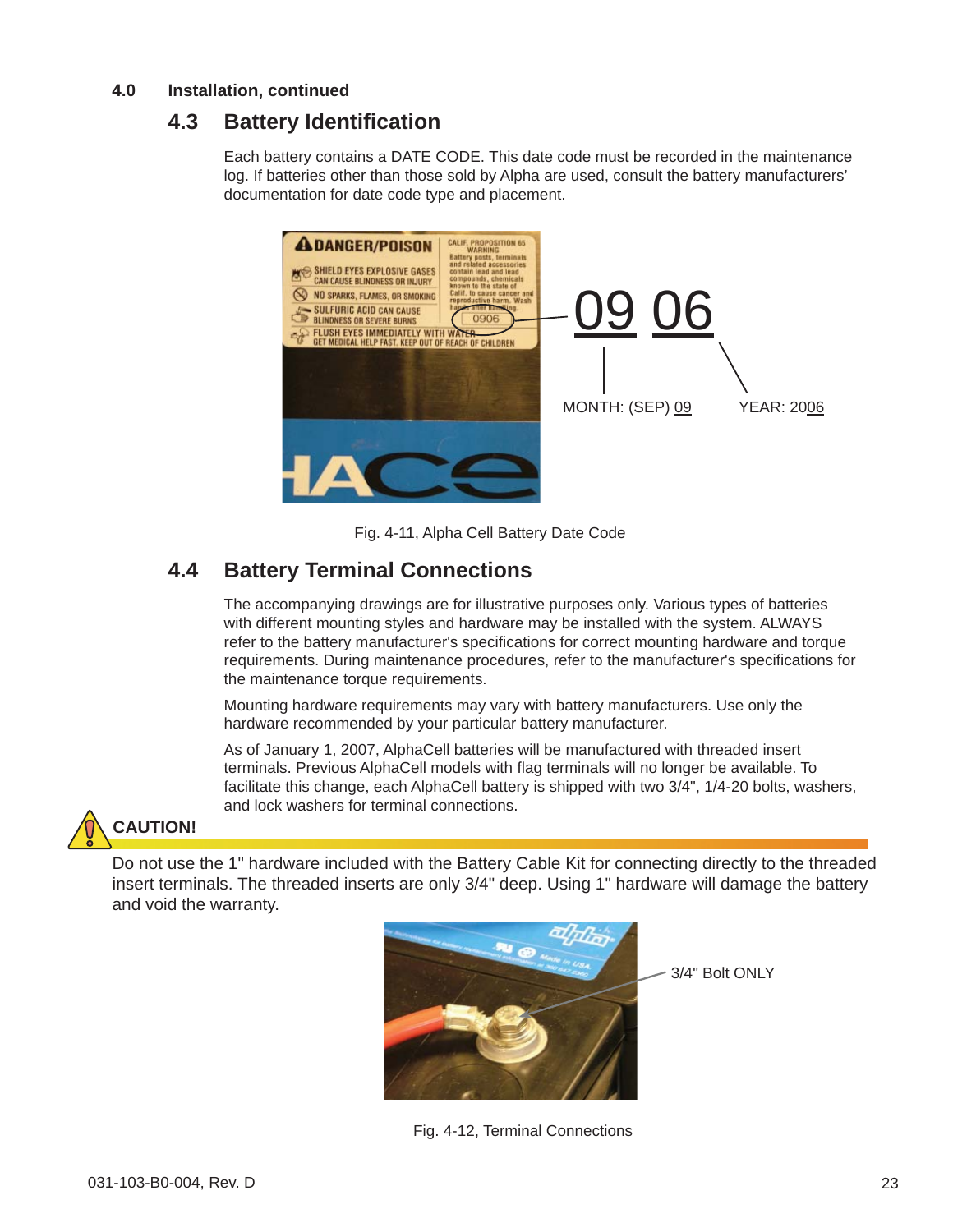## 4.0 Installation, continued

### 4.3 Battery Identification

Each battery contains a DATE CODE. This date code must be recorded in the maintenance log. If batteries other than those sold by Alpha are used, consult the battery manufacturers' documentation for date code type and placement.

09 06

MONTH: (SEP) 09 YEAR: 2006

Fig. 4-11, Alpha Cell Battery Date Code

### 4.4 Battery Terminal Connections

The accompanying drawings are for illustrative purposes only. Various types of batteries with different mounting styles and hardware may be installed with the system. ALWAYS refer to the battery manufacturer's specifications for correct mounting hardware and torque requirements. During maintenance procedures, refer to the manufacturer's specifications for the maintenance torque requirements.

Mounting hardware requirements may vary with battery manufacturers. Use only the hardware recommended by your particular battery manufacturer.

As of January 1, 2007, AlphaCell batteries will be manufactured with threaded insert terminals. Previous AlphaCell models with flag terminals will no longer be available. To facilitate this change, each AlphaCell battery is shipped with two 3/4", 1/4-20 bolts, washers, and lock washers for terminal connections.

**CAUTION!**

Do not use the 1" hardware included with the Battery Cable Kit for connecting directly to the threaded insert terminals. The threaded inserts are only 3/4" deep. Using 1" hardware will damage the battery and void the warranty.

3/4" Bolt ONLY

Fig. 4-12, Terminal Connections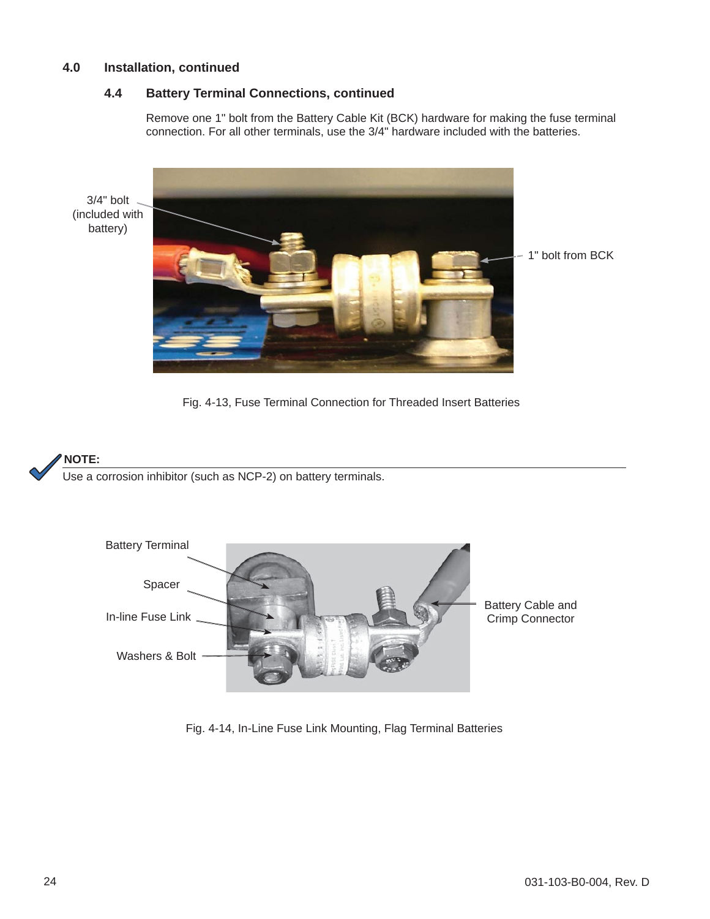## 4.0 Installation, continued

### 4.4 Battery Terminal Connections, continued

Remove one 1" bolt from the Battery Cable Kit (BCK) hardware for making the fuse terminal connection. For all other terminals, use the 3/4" hardware included with the batteries.

3/4" bolt (included with battery)

1" bolt from BCK

Fig. 4-13, Fuse Terminal Connection for Threaded Insert Batteries

**NOTE:**
Use a corrosion inhibitor (such as NCP-2) on battery terminals.

Battery Terminal

Spacer

In-line Fuse Link

Washers & Bolt

Battery Cable and Crimp Connector

Fig. 4-14, In-Line Fuse Link Mounting, Flag Terminal Batteries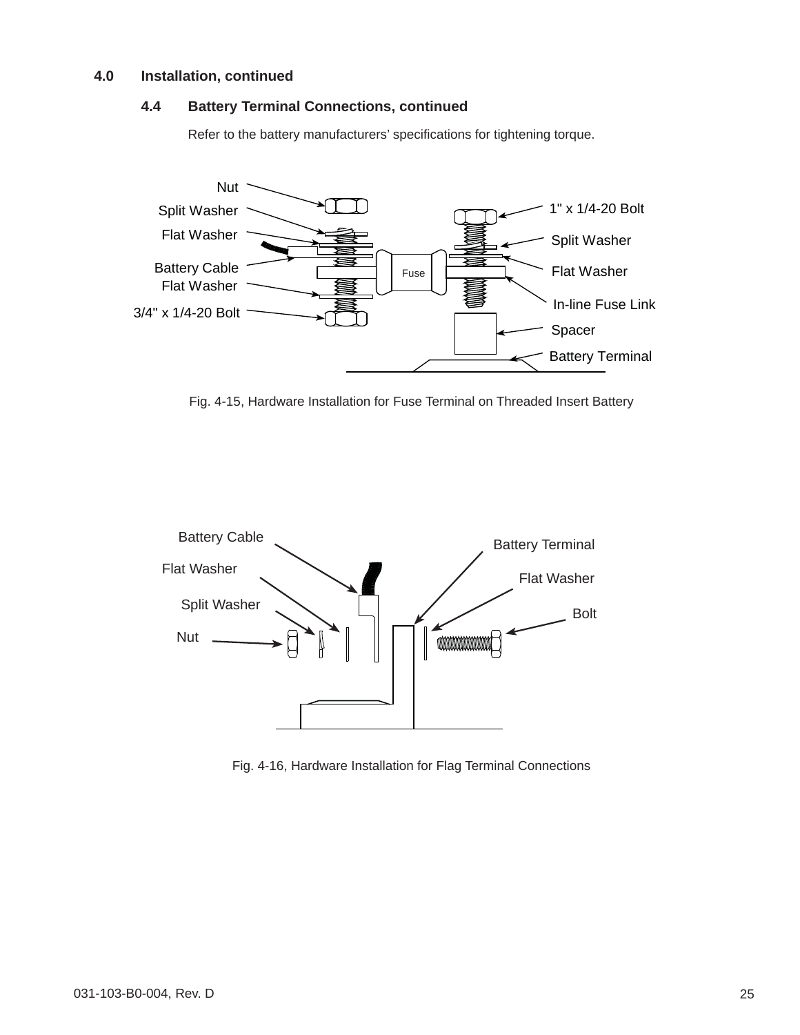# 4.0 Installation, continued

## 4.4 Battery Terminal Connections, continued

Refer to the battery manufacturers' specifications for tightening torque.

Fig. 4-15, Hardware Installation for Fuse Terminal on Threaded Insert Battery

Fig. 4-16, Hardware Installation for Flag Terminal Connections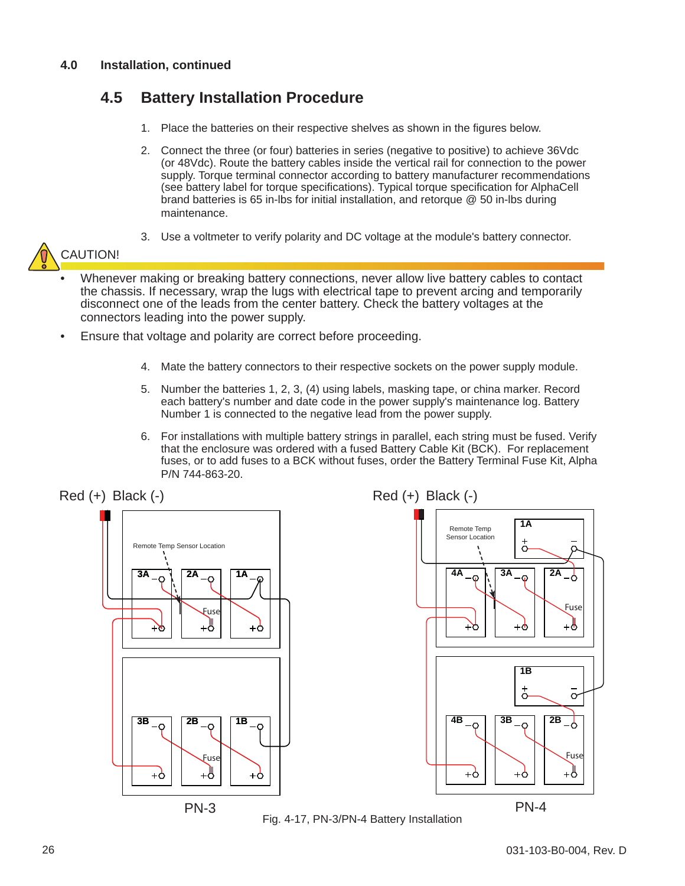## 4.0 Installation, continued

### 4.5 Battery Installation Procedure

1. Place the batteries on their respective shelves as shown in the figures below.
2. Connect the three (or four) batteries in series (negative to positive) to achieve 36Vdc (or 48Vdc). Route the battery cables inside the vertical rail for connection to the power supply. Torque terminal connector according to battery manufacturer recommendations (see battery label for torque specifications). Typical torque specification for AlphaCell brand batteries is 65 in-lbs for initial installation, and retorque @ 50 in-lbs during maintenance.
3. Use a voltmeter to verify polarity and DC voltage at the module's battery connector.

**CAUTION!**

- Whenever making or breaking battery connections, never allow live battery cables to contact the chassis. If necessary, wrap the lugs with electrical tape to prevent arcing and temporarily disconnect one of the leads from the center battery. Check the battery voltages at the connectors leading into the power supply.
- Ensure that voltage and polarity are correct before proceeding.

4. Mate the battery connectors to their respective sockets on the power supply module.
5. Number the batteries 1, 2, 3, (4) using labels, masking tape, or china marker. Record each battery's number and date code in the power supply's maintenance log. Battery Number 1 is connected to the negative lead from the power supply.
6. For installations with multiple battery strings in parallel, each string must be fused. Verify that the enclosure was ordered with a fused Battery Cable Kit (BCK). For replacement fuses, or to add fuses to a BCK without fuses, order the Battery Terminal Fuse Kit, Alpha P/N 744-863-20.

Red (+) Black (-) — PN-3: Remote Temp Sensor Location; 3A, 2A, 1A; 3B, 2B, 1B; Fuse

Red (+) Black (-) — PN-4: Remote Temp Sensor Location; 1A; 4A, 3A, 2A; 1B; 4B, 3B, 2B; Fuse

Fig. 4-17, PN-3/PN-4 Battery Installation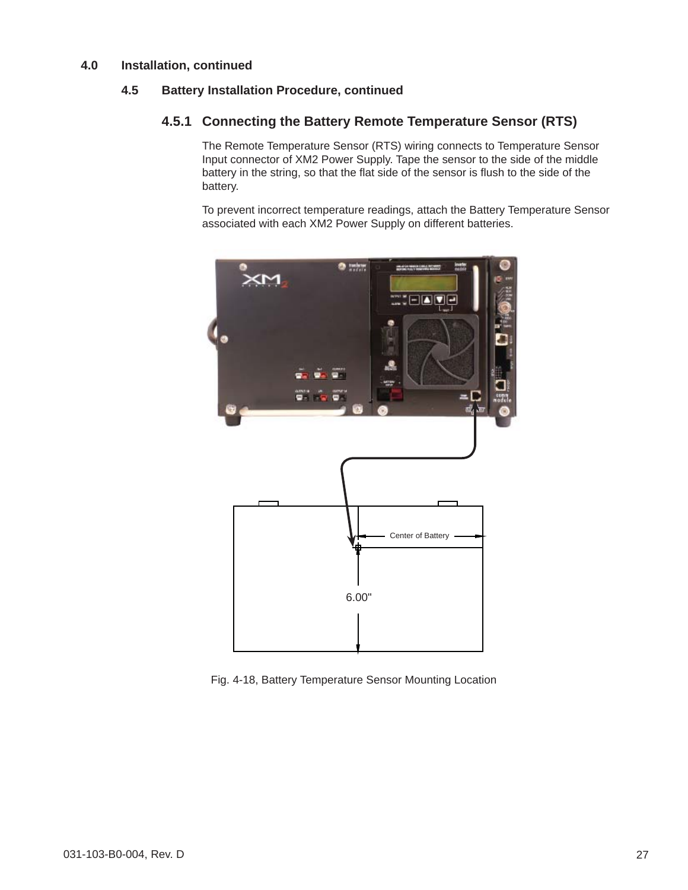# 4.0 Installation, continued

## 4.5 Battery Installation Procedure, continued

### 4.5.1 Connecting the Battery Remote Temperature Sensor (RTS)

The Remote Temperature Sensor (RTS) wiring connects to Temperature Sensor Input connector of XM2 Power Supply. Tape the sensor to the side of the middle battery in the string, so that the flat side of the sensor is flush to the side of the battery.

To prevent incorrect temperature readings, attach the Battery Temperature Sensor associated with each XM2 Power Supply on different batteries.

Center of Battery

6.00"

Fig. 4-18, Battery Temperature Sensor Mounting Location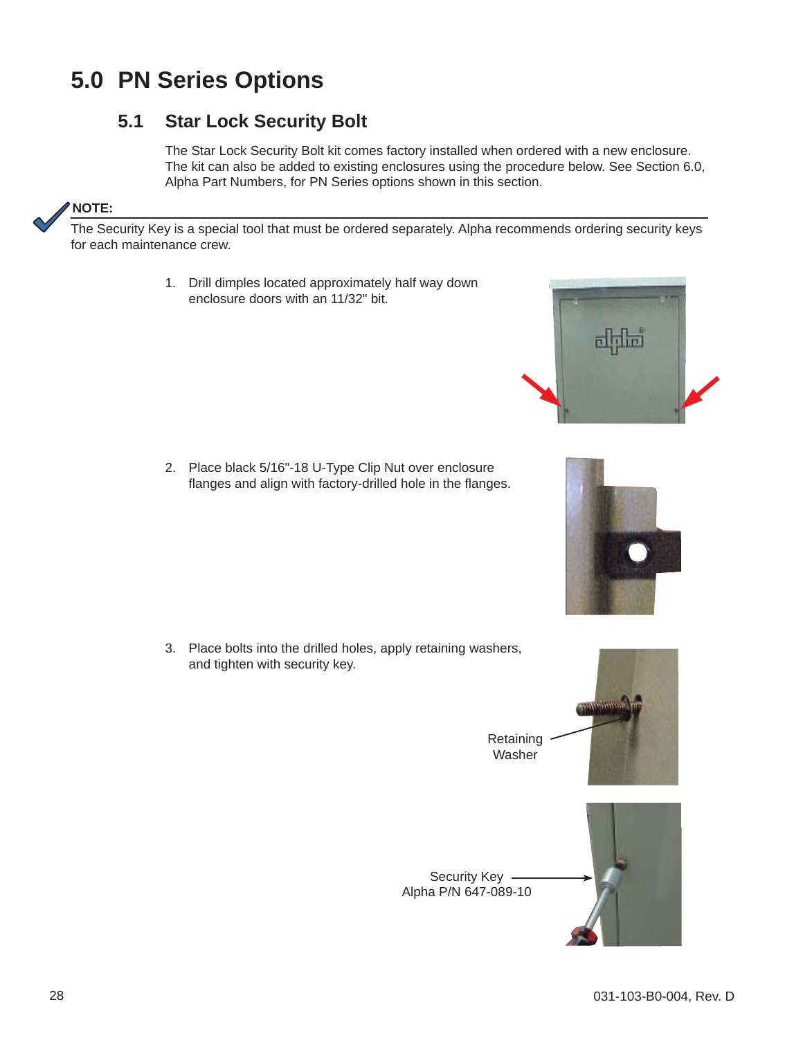# 5.0 PN Series Options

## 5.1 Star Lock Security Bolt

The Star Lock Security Bolt kit comes factory installed when ordered with a new enclosure. The kit can also be added to existing enclosures using the procedure below. See Section 6.0, Alpha Part Numbers, for PN Series options shown in this section.

**NOTE:**

The Security Key is a special tool that must be ordered separately. Alpha recommends ordering security keys for each maintenance crew.

1. Drill dimples located approximately half way down enclosure doors with an 11/32" bit.

2. Place black 5/16"-18 U-Type Clip Nut over enclosure flanges and align with factory-drilled hole in the flanges.

3. Place bolts into the drilled holes, apply retaining washers, and tighten with security key.

Retaining Washer

Security Key
Alpha P/N 647-089-10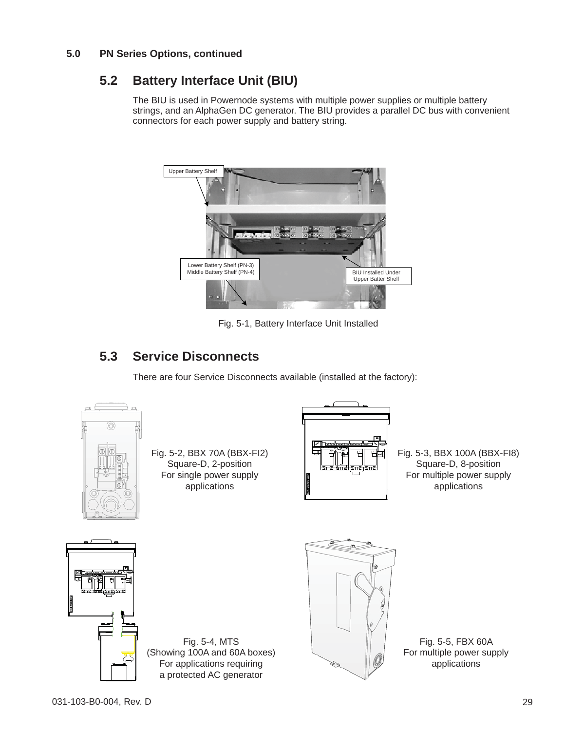**5.0 PN Series Options, continued**

## 5.2 Battery Interface Unit (BIU)

The BIU is used in Powernode systems with multiple power supplies or multiple battery strings, and an AlphaGen DC generator. The BIU provides a parallel DC bus with convenient connectors for each power supply and battery string.

Upper Battery Shelf

Lower Battery Shelf (PN-3)
Middle Battery Shelf (PN-4)

BIU Installed Under Upper Batter Shelf

Fig. 5-1, Battery Interface Unit Installed

## 5.3 Service Disconnects

There are four Service Disconnects available (installed at the factory):

Fig. 5-2, BBX 70A (BBX-FI2)
Square-D, 2-position
For single power supply applications

Fig. 5-3, BBX 100A (BBX-FI8)
Square-D, 8-position
For multiple power supply applications

Fig. 5-4, MTS
(Showing 100A and 60A boxes)
For applications requiring a protected AC generator

Fig. 5-5, FBX 60A
For multiple power supply applications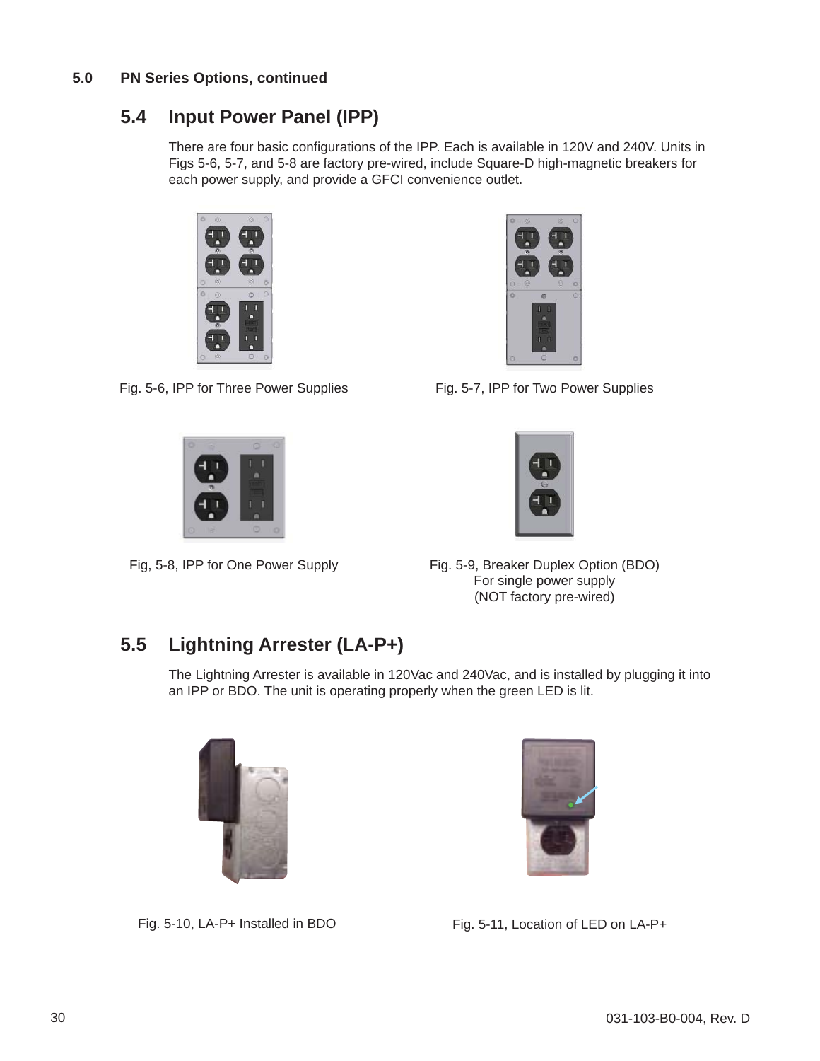## 5.0 PN Series Options, continued

## 5.4 Input Power Panel (IPP)

There are four basic configurations of the IPP. Each is available in 120V and 240V. Units in Figs 5-6, 5-7, and 5-8 are factory pre-wired, include Square-D high-magnetic breakers for each power supply, and provide a GFCI convenience outlet.

Fig. 5-6, IPP for Three Power Supplies

Fig. 5-7, IPP for Two Power Supplies

Fig, 5-8, IPP for One Power Supply

Fig. 5-9, Breaker Duplex Option (BDO)
For single power supply
(NOT factory pre-wired)

## 5.5 Lightning Arrester (LA-P+)

The Lightning Arrester is available in 120Vac and 240Vac, and is installed by plugging it into an IPP or BDO. The unit is operating properly when the green LED is lit.

Fig. 5-10, LA-P+ Installed in BDO

Fig. 5-11, Location of LED on LA-P+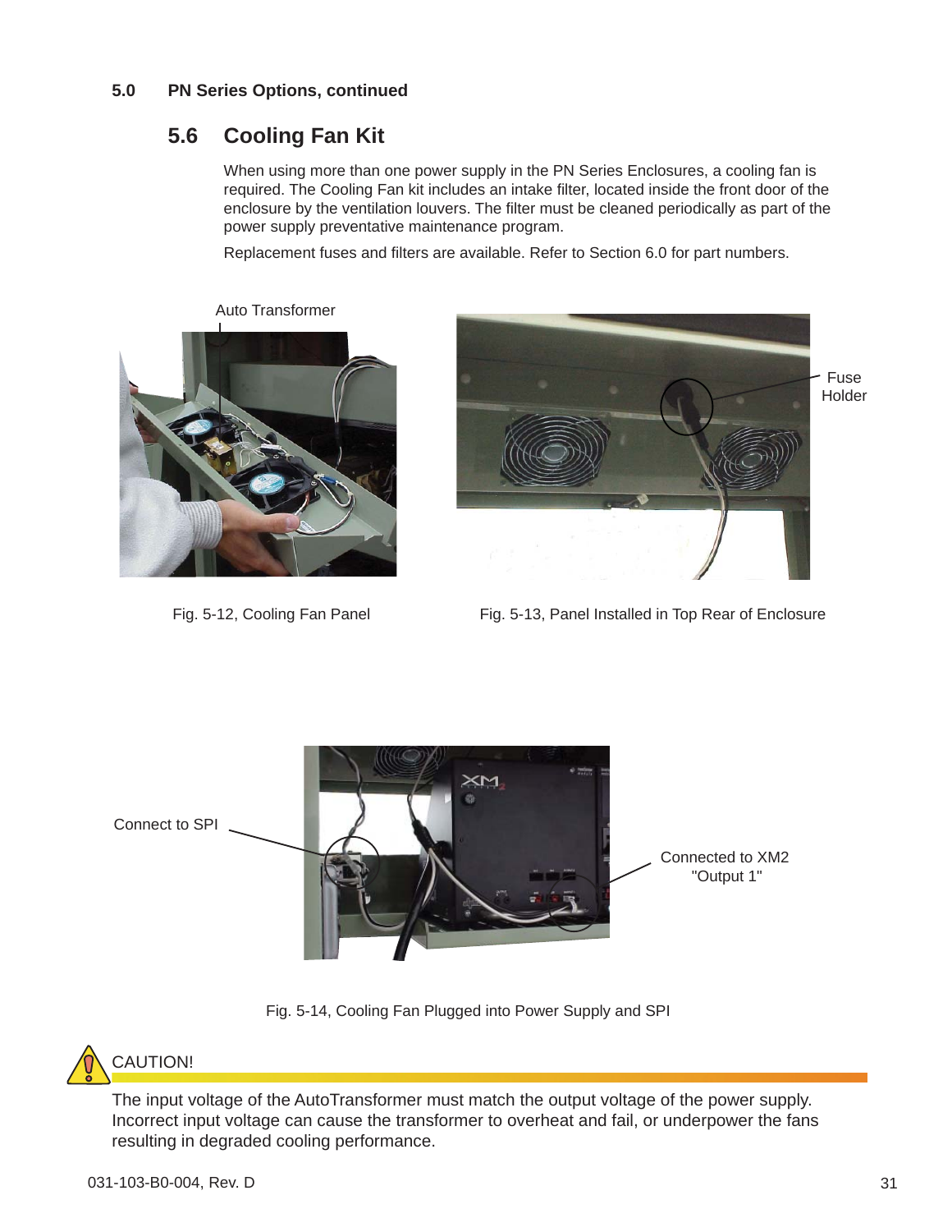## 5.0 PN Series Options, continued

### 5.6 Cooling Fan Kit

When using more than one power supply in the PN Series Enclosures, a cooling fan is required. The Cooling Fan kit includes an intake filter, located inside the front door of the enclosure by the ventilation louvers. The filter must be cleaned periodically as part of the power supply preventative maintenance program.

Replacement fuses and filters are available. Refer to Section 6.0 for part numbers.

Auto Transformer

Fig. 5-12, Cooling Fan Panel

Fuse Holder

Fig. 5-13, Panel Installed in Top Rear of Enclosure

Connect to SPI

Connected to XM2 "Output 1"

Fig. 5-14, Cooling Fan Plugged into Power Supply and SPI

**CAUTION!**

The input voltage of the AutoTransformer must match the output voltage of the power supply. Incorrect input voltage can cause the transformer to overheat and fail, or underpower the fans resulting in degraded cooling performance.

031-103-B0-004, Rev. D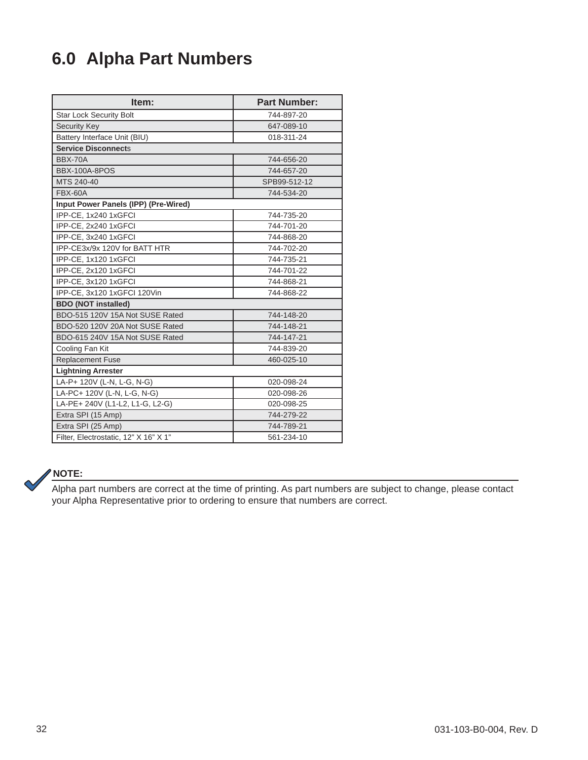# 6.0 Alpha Part Numbers

| Item: | Part Number: |
|---|---|
| Star Lock Security Bolt | 744-897-20 |
| Security Key | 647-089-10 |
| Battery Interface Unit (BIU) | 018-311-24 |
| **Service Disconnects** | |
| BBX-70A | 744-656-20 |
| BBX-100A-8POS | 744-657-20 |
| MTS 240-40 | SPB99-512-12 |
| FBX-60A | 744-534-20 |
| **Input Power Panels (IPP) (Pre-Wired)** | |
| IPP-CE, 1x240 1xGFCI | 744-735-20 |
| IPP-CE, 2x240 1xGFCI | 744-701-20 |
| IPP-CE, 3x240 1xGFCI | 744-868-20 |
| IPP-CE3x/9x 120V for BATT HTR | 744-702-20 |
| IPP-CE, 1x120 1xGFCI | 744-735-21 |
| IPP-CE, 2x120 1xGFCI | 744-701-22 |
| IPP-CE, 3x120 1xGFCI | 744-868-21 |
| IPP-CE, 3x120 1xGFCI 120Vin | 744-868-22 |
| **BDO (NOT installed)** | |
| BDO-515 120V 15A Not SUSE Rated | 744-148-20 |
| BDO-520 120V 20A Not SUSE Rated | 744-148-21 |
| BDO-615 240V 15A Not SUSE Rated | 744-147-21 |
| Cooling Fan Kit | 744-839-20 |
| Replacement Fuse | 460-025-10 |
| **Lightning Arrester** | |
| LA-P+ 120V (L-N, L-G, N-G) | 020-098-24 |
| LA-PC+ 120V (L-N, L-G, N-G) | 020-098-26 |
| LA-PE+ 240V (L1-L2, L1-G, L2-G) | 020-098-25 |
| Extra SPI (15 Amp) | 744-279-22 |
| Extra SPI (25 Amp) | 744-789-21 |
| Filter, Electrostatic, 12” X 16” X 1” | 561-234-10 |

**NOTE:**

Alpha part numbers are correct at the time of printing. As part numbers are subject to change, please contact your Alpha Representative prior to ordering to ensure that numbers are correct.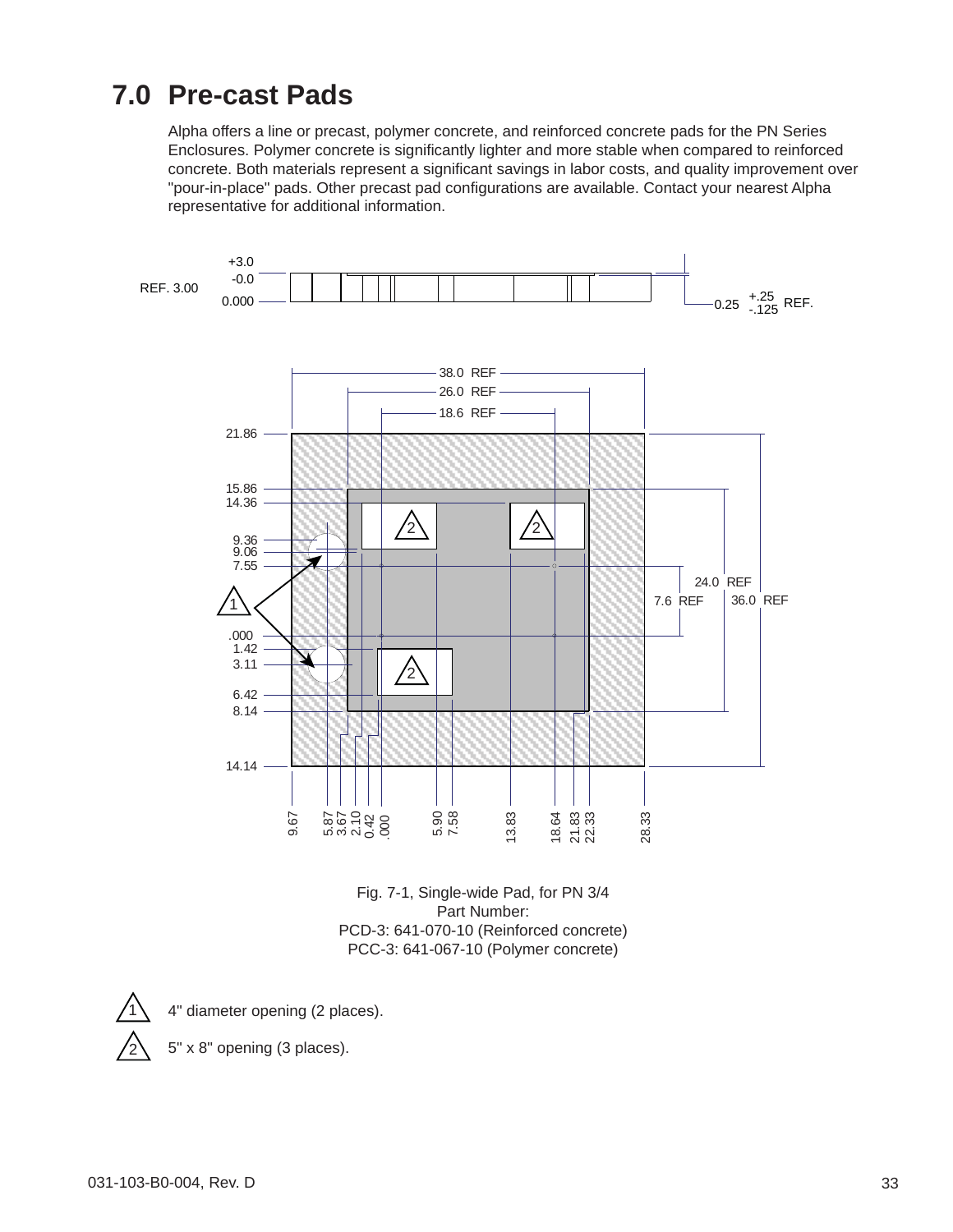# 7.0 Pre-cast Pads

Alpha offers a line or precast, polymer concrete, and reinforced concrete pads for the PN Series Enclosures. Polymer concrete is significantly lighter and more stable when compared to reinforced concrete. Both materials represent a significant savings in labor costs, and quality improvement over "pour-in-place" pads. Other precast pad configurations are available. Contact your nearest Alpha representative for additional information.

Fig. 7-1, Single-wide Pad, for PN 3/4
Part Number:
PCD-3: 641-070-10 (Reinforced concrete)
PCC-3: 641-067-10 (Polymer concrete)

1 — 4" diameter opening (2 places).

2 — 5" x 8" opening (3 places).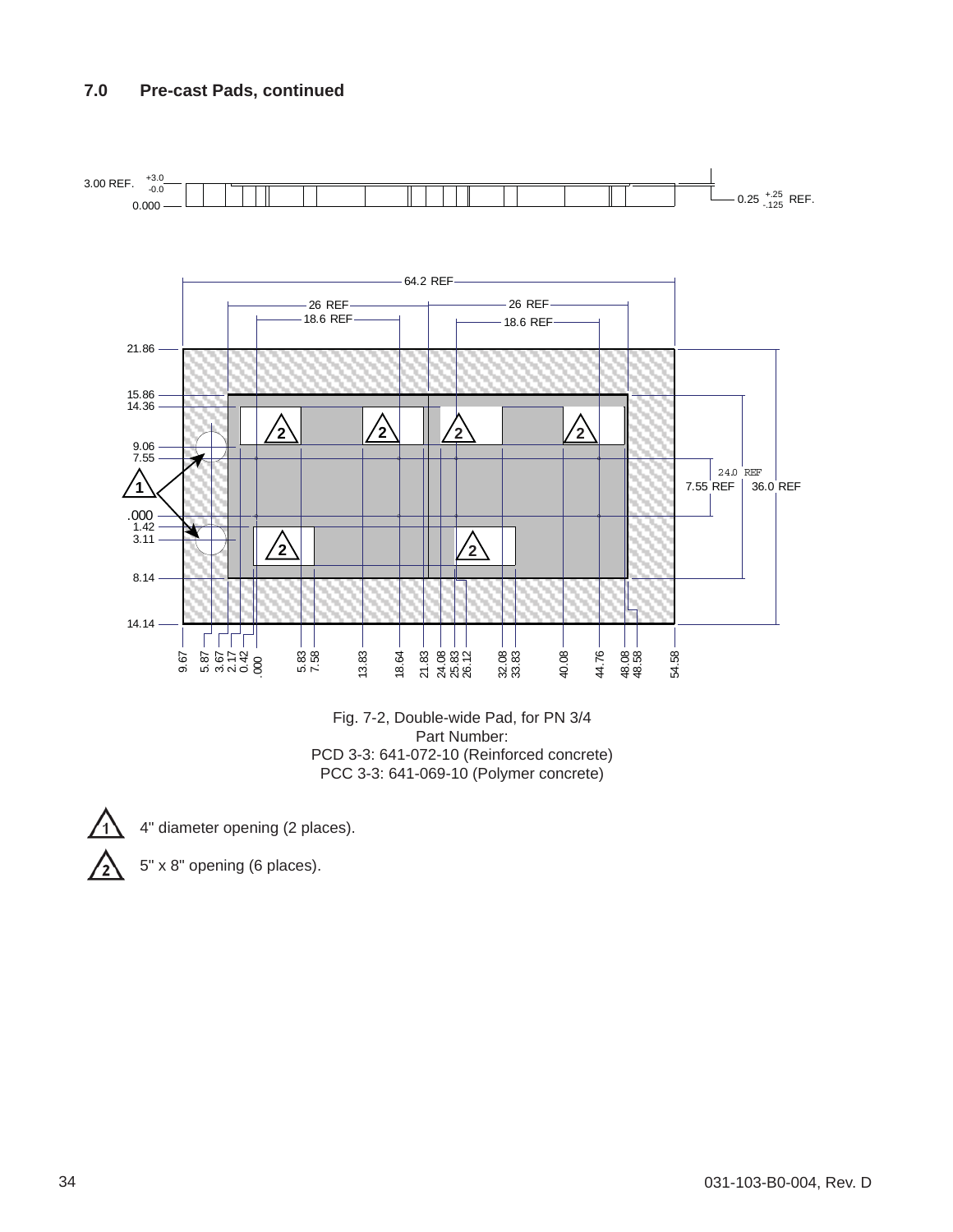## 7.0 Pre-cast Pads, continued

Fig. 7-2, Double-wide Pad, for PN 3/4
Part Number:
PCD 3-3: 641-072-10 (Reinforced concrete)
PCC 3-3: 641-069-10 (Polymer concrete)

1. 4" diameter opening (2 places).
2. 5" x 8" opening (6 places).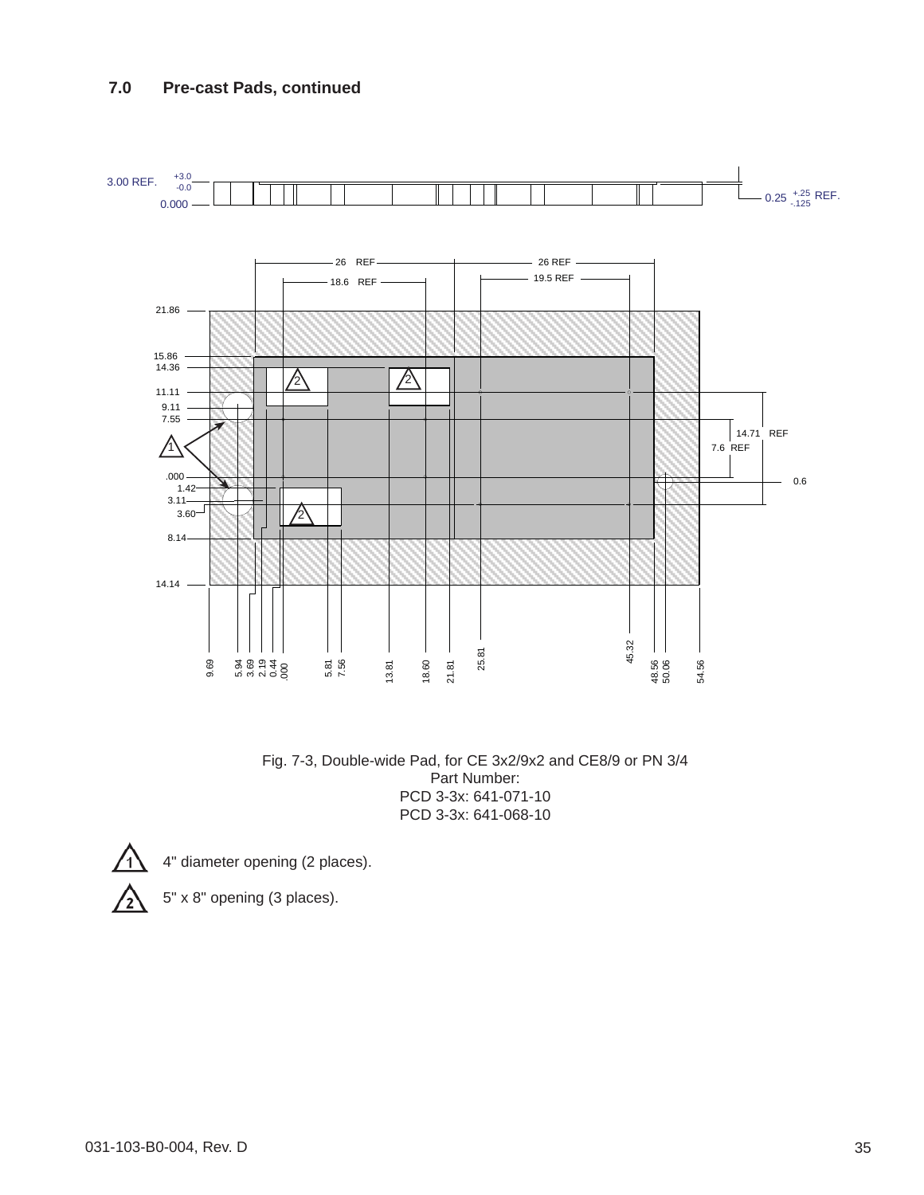## 7.0 Pre-cast Pads, continued

3.00 REF. +3.0 -0.0

0.000

0.25 +.25 -.125 REF.

26 REF

26 REF

18.6 REF

19.5 REF

21.86

15.86

14.36

11.11

9.11

7.55

.000

1.42

3.11

3.60

8.14

14.14

14.71 REF

7.6 REF

0.6

9.69 5.94 3.69 2.19 0.44 .000 5.81 7.56 13.81 18.60 21.81 25.81 45.32 48.56 50.06 54.56

Fig. 7-3, Double-wide Pad, for CE 3x2/9x2 and CE8/9 or PN 3/4
Part Number:
PCD 3-3x: 641-071-10
PCD 3-3x: 641-068-10

1. 4" diameter opening (2 places).

2. 5" x 8" opening (3 places).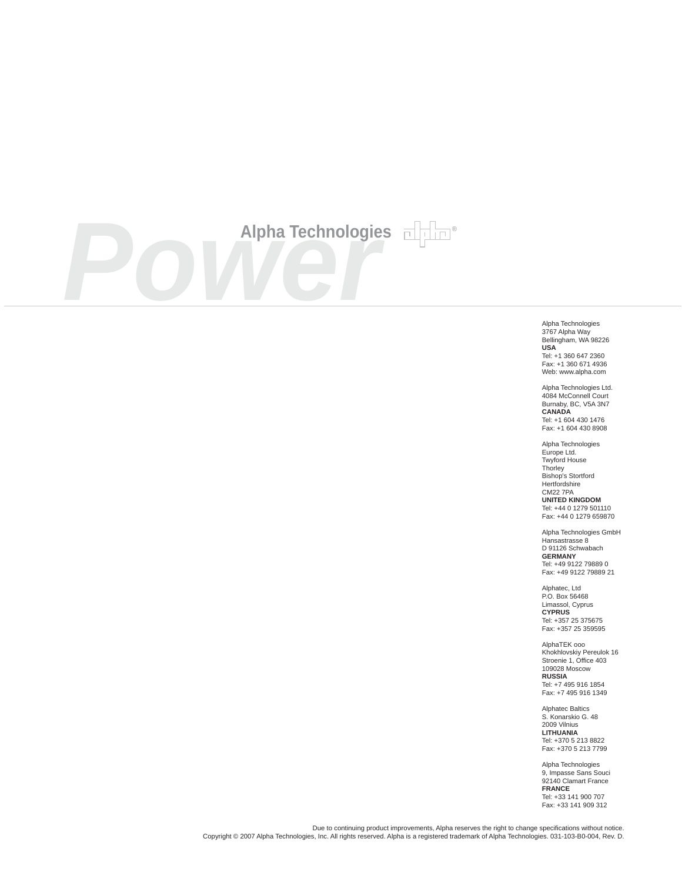Power

**Alpha Technologies**

Alpha Technologies
3767 Alpha Way
Bellingham, WA 98226
**USA**
Tel: +1 360 647 2360
Fax: +1 360 671 4936
Web: www.alpha.com

Alpha Technologies Ltd.
4084 McConnell Court
Burnaby, BC, V5A 3N7
**CANADA**
Tel: +1 604 430 1476
Fax: +1 604 430 8908

Alpha Technologies
Europe Ltd.
Twyford House
Thorley
Bishop's Stortford
Hertfordshire
CM22 7PA
**UNITED KINGDOM**
Tel: +44 0 1279 501110
Fax: +44 0 1279 659870

Alpha Technologies GmbH
Hansastrasse 8
D 91126 Schwabach
**GERMANY**
Tel: +49 9122 79889 0
Fax: +49 9122 79889 21

Alphatec, Ltd
P.O. Box 56468
Limassol, Cyprus
**CYPRUS**
Tel: +357 25 375675
Fax: +357 25 359595

AlphaTEK ooo
Khokhlovskiy Pereulok 16
Stroenie 1, Office 403
109028 Moscow
**RUSSIA**
Tel: +7 495 916 1854
Fax: +7 495 916 1349

Alphatec Baltics
S. Konarskio G. 48
2009 Vilnius
**LITHUANIA**
Tel: +370 5 213 8822
Fax: +370 5 213 7799

Alpha Technologies
9, Impasse Sans Souci
92140 Clamart France
**FRANCE**
Tel: +33 141 900 707
Fax: +33 141 909 312

Due to continuing product improvements, Alpha reserves the right to change specifications without notice.
Copyright © 2007 Alpha Technologies, Inc. All rights reserved. Alpha is a registered trademark of Alpha Technologies. 031-103-B0-004, Rev. D.